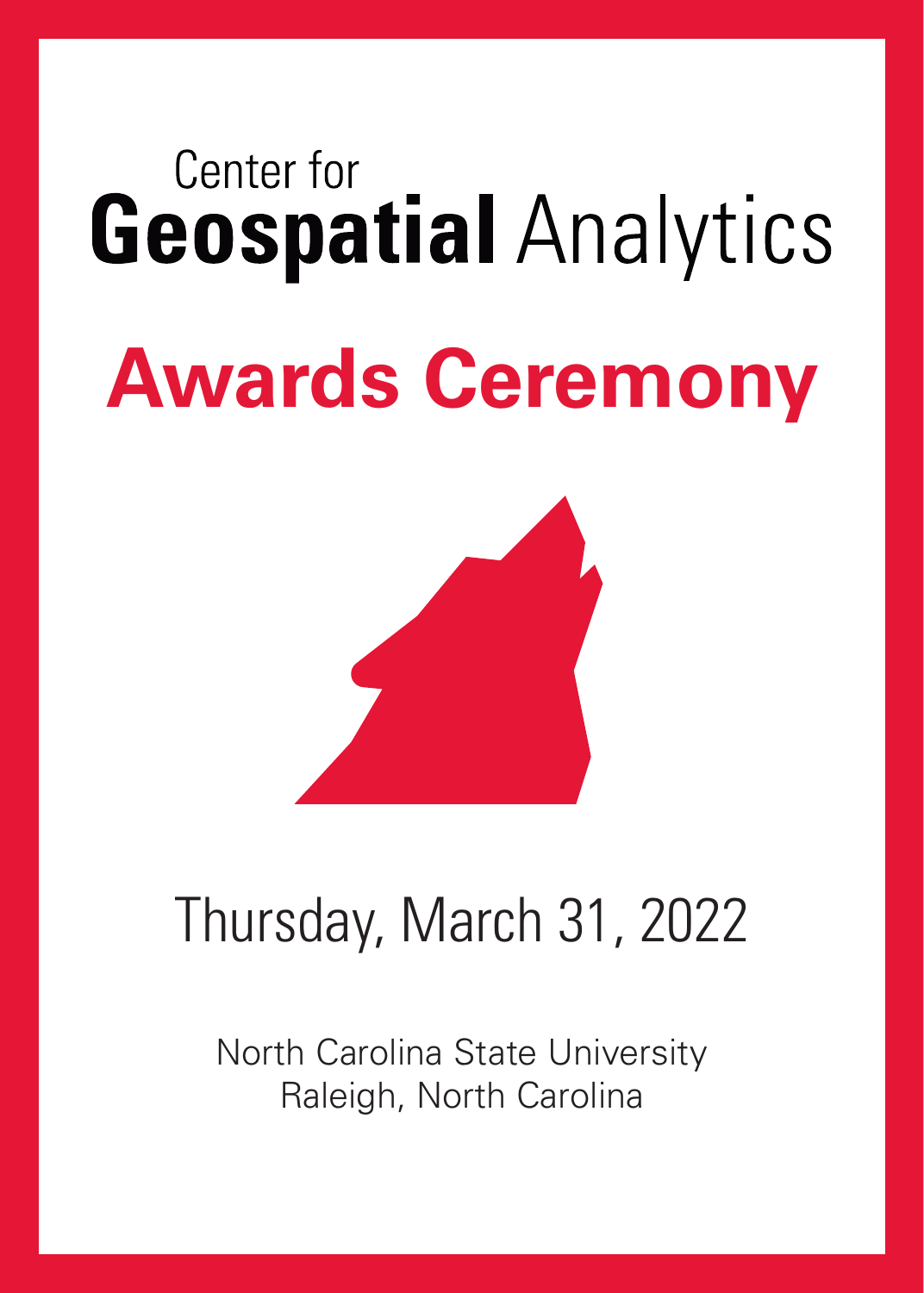Center for

# Geospatial Analytics

# Awards Ceremony

Thursday, March 31, 2022

North Carolina State University
Raleigh, North Carolina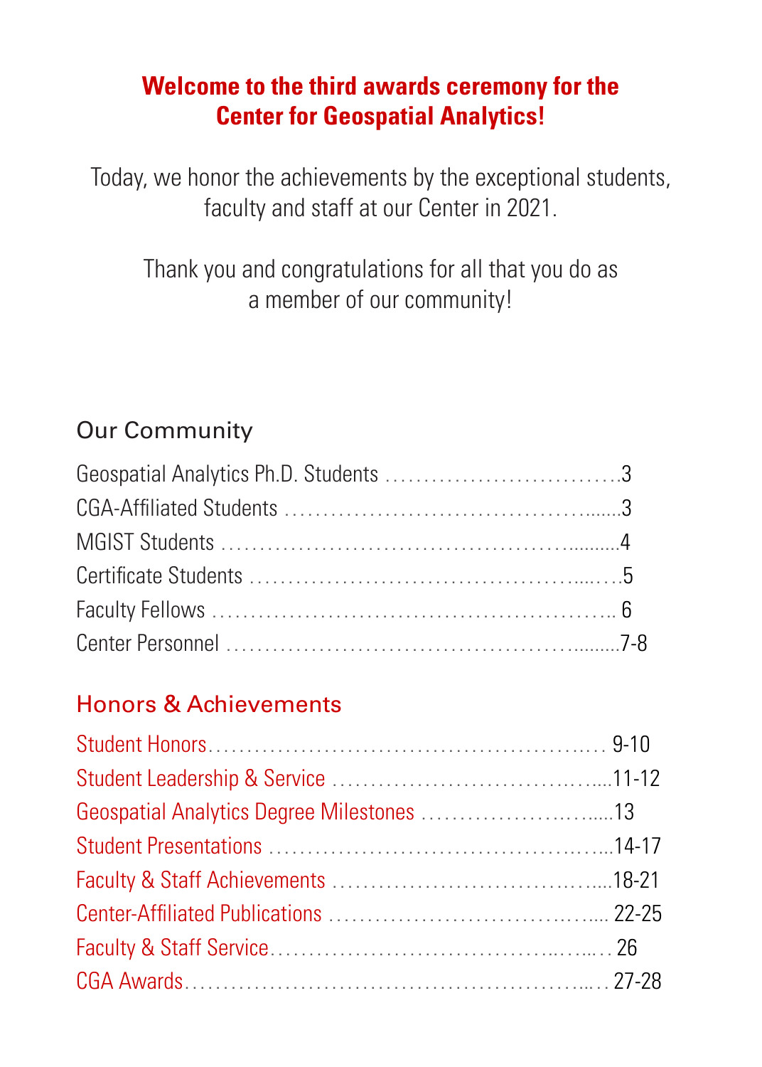**Welcome to the third awards ceremony for the Center for Geospatial Analytics!**

Today, we honor the achievements by the exceptional students, faculty and staff at our Center in 2021.

Thank you and congratulations for all that you do as a member of our community!

## Our Community

Geospatial Analytics Ph.D. Students ..............................3
CGA-Affiliated Students ..........................................3
MGIST Students ..................................................4
Certificate Students .............................................5
Faculty Fellows .................................................. 6
Center Personnel ................................................7-8

## Honors & Achievements

Student Honors................................................... 9-10
Student Leadership & Service ................................11-12
Geospatial Analytics Degree Milestones ......................13
Student Presentations .........................................14-17
Faculty & Staff Achievements ................................18-21
Center-Affiliated Publications ................................ 22-25
Faculty & Staff Service.......................................... 26
CGA Awards...................................................... 27-28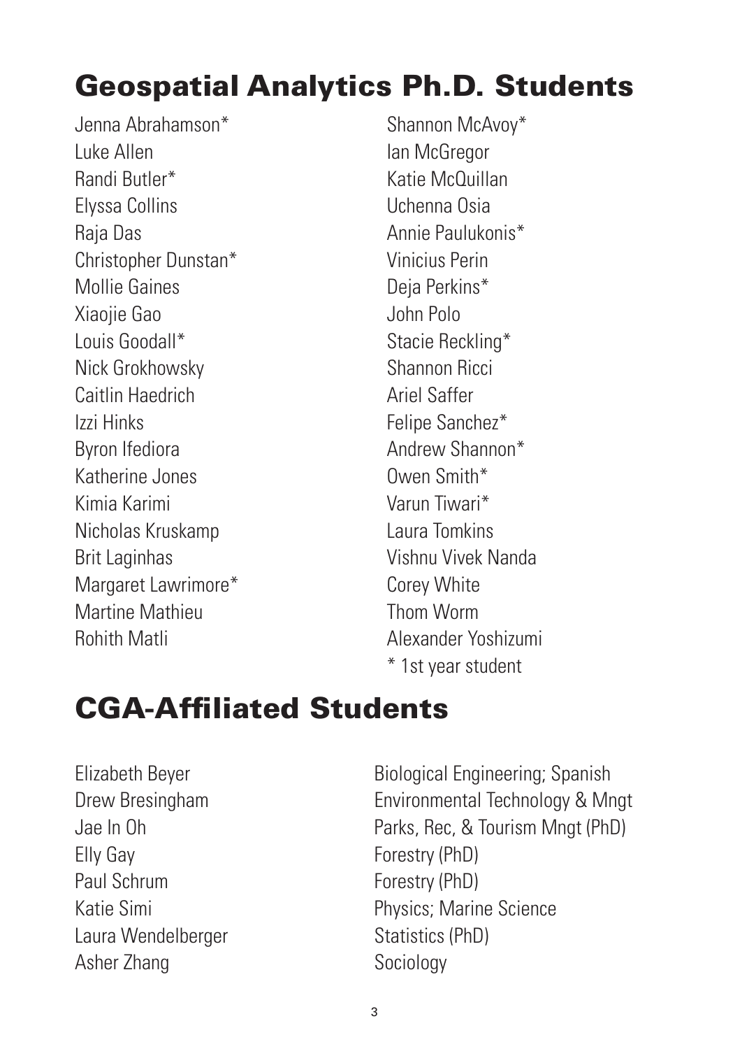## Geospatial Analytics Ph.D. Students

Jenna Abrahamson*
Luke Allen
Randi Butler*
Elyssa Collins
Raja Das
Christopher Dunstan*
Mollie Gaines
Xiaojie Gao
Louis Goodall*
Nick Grokhowsky
Caitlin Haedrich
Izzi Hinks
Byron Ifediora
Katherine Jones
Kimia Karimi
Nicholas Kruskamp
Brit Laginhas
Margaret Lawrimore*
Martine Mathieu
Rohith Matli
Shannon McAvoy*
Ian McGregor
Katie McQuillan
Uchenna Osia
Annie Paulukonis*
Vinicius Perin
Deja Perkins*
John Polo
Stacie Reckling*
Shannon Ricci
Ariel Saffer
Felipe Sanchez*
Andrew Shannon*
Owen Smith*
Varun Tiwari*
Laura Tomkins
Vishnu Vivek Nanda
Corey White
Thom Worm
Alexander Yoshizumi

* 1st year student

## CGA-Affiliated Students

| | |
|---|---|
| Elizabeth Beyer | Biological Engineering; Spanish |
| Drew Bresingham | Environmental Technology & Mngt |
| Jae In Oh | Parks, Rec, & Tourism Mngt (PhD) |
| Elly Gay | Forestry (PhD) |
| Paul Schrum | Forestry (PhD) |
| Katie Simi | Physics; Marine Science |
| Laura Wendelberger | Statistics (PhD) |
| Asher Zhang | Sociology |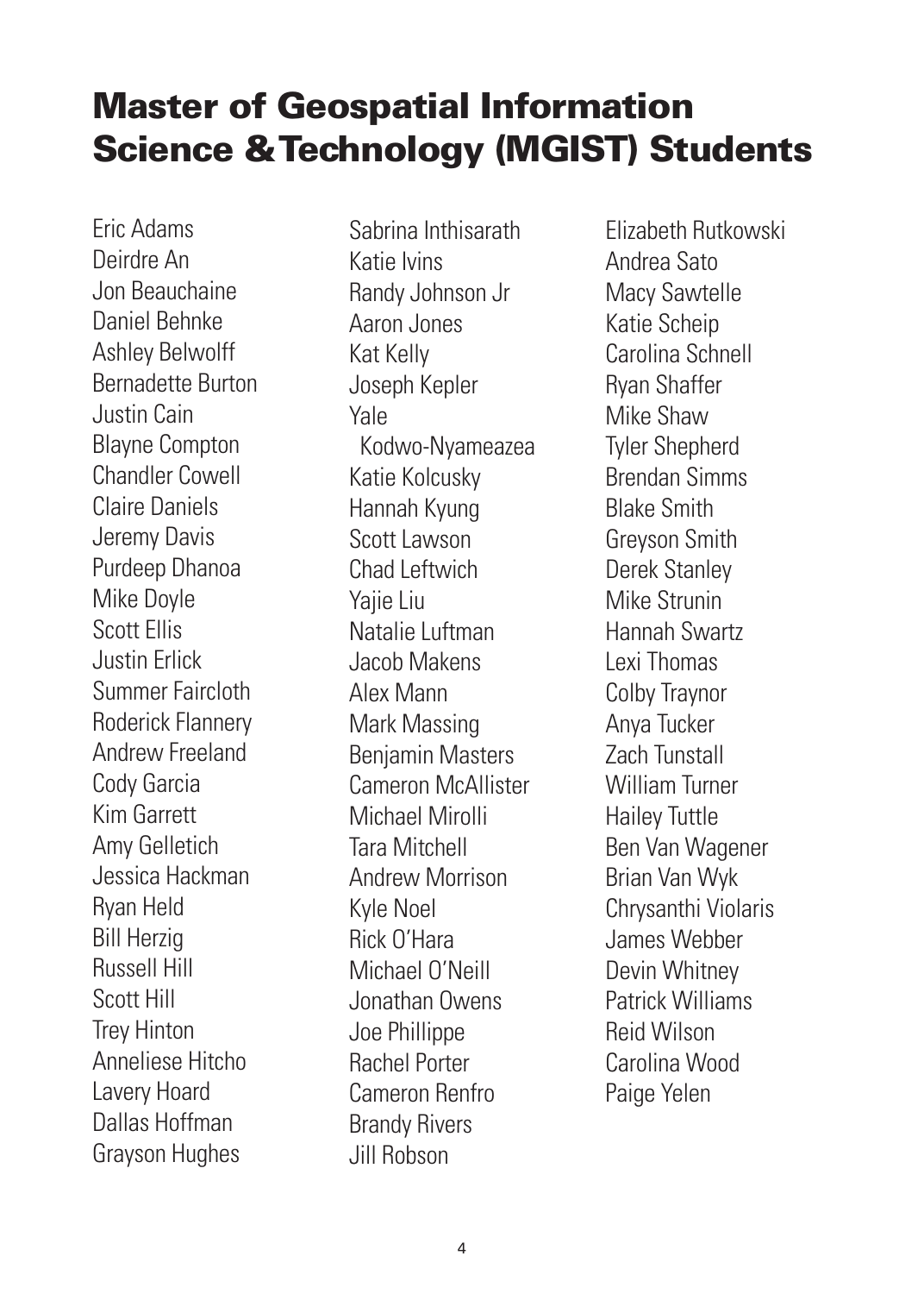# Master of Geospatial Information Science & Technology (MGIST) Students

Eric Adams
Deirdre An
Jon Beauchaine
Daniel Behnke
Ashley Belwolff
Bernadette Burton
Justin Cain
Blayne Compton
Chandler Cowell
Claire Daniels
Jeremy Davis
Purdeep Dhanoa
Mike Doyle
Scott Ellis
Justin Erlick
Summer Faircloth
Roderick Flannery
Andrew Freeland
Cody Garcia
Kim Garrett
Amy Gelletich
Jessica Hackman
Ryan Held
Bill Herzig
Russell Hill
Scott Hill
Trey Hinton
Anneliese Hitcho
Lavery Hoard
Dallas Hoffman
Grayson Hughes
Sabrina Inthisarath
Katie Ivins
Randy Johnson Jr
Aaron Jones
Kat Kelly
Joseph Kepler
Yale Kodwo-Nyameazea
Katie Kolcusky
Hannah Kyung
Scott Lawson
Chad Leftwich
Yajie Liu
Natalie Luftman
Jacob Makens
Alex Mann
Mark Massing
Benjamin Masters
Cameron McAllister
Michael Mirolli
Tara Mitchell
Andrew Morrison
Kyle Noel
Rick O'Hara
Michael O'Neill
Jonathan Owens
Joe Phillippe
Rachel Porter
Cameron Renfro
Brandy Rivers
Jill Robson
Elizabeth Rutkowski
Andrea Sato
Macy Sawtelle
Katie Scheip
Carolina Schnell
Ryan Shaffer
Mike Shaw
Tyler Shepherd
Brendan Simms
Blake Smith
Greyson Smith
Derek Stanley
Mike Strunin
Hannah Swartz
Lexi Thomas
Colby Traynor
Anya Tucker
Zach Tunstall
William Turner
Hailey Tuttle
Ben Van Wagener
Brian Van Wyk
Chrysanthi Violaris
James Webber
Devin Whitney
Patrick Williams
Reid Wilson
Carolina Wood
Paige Yelen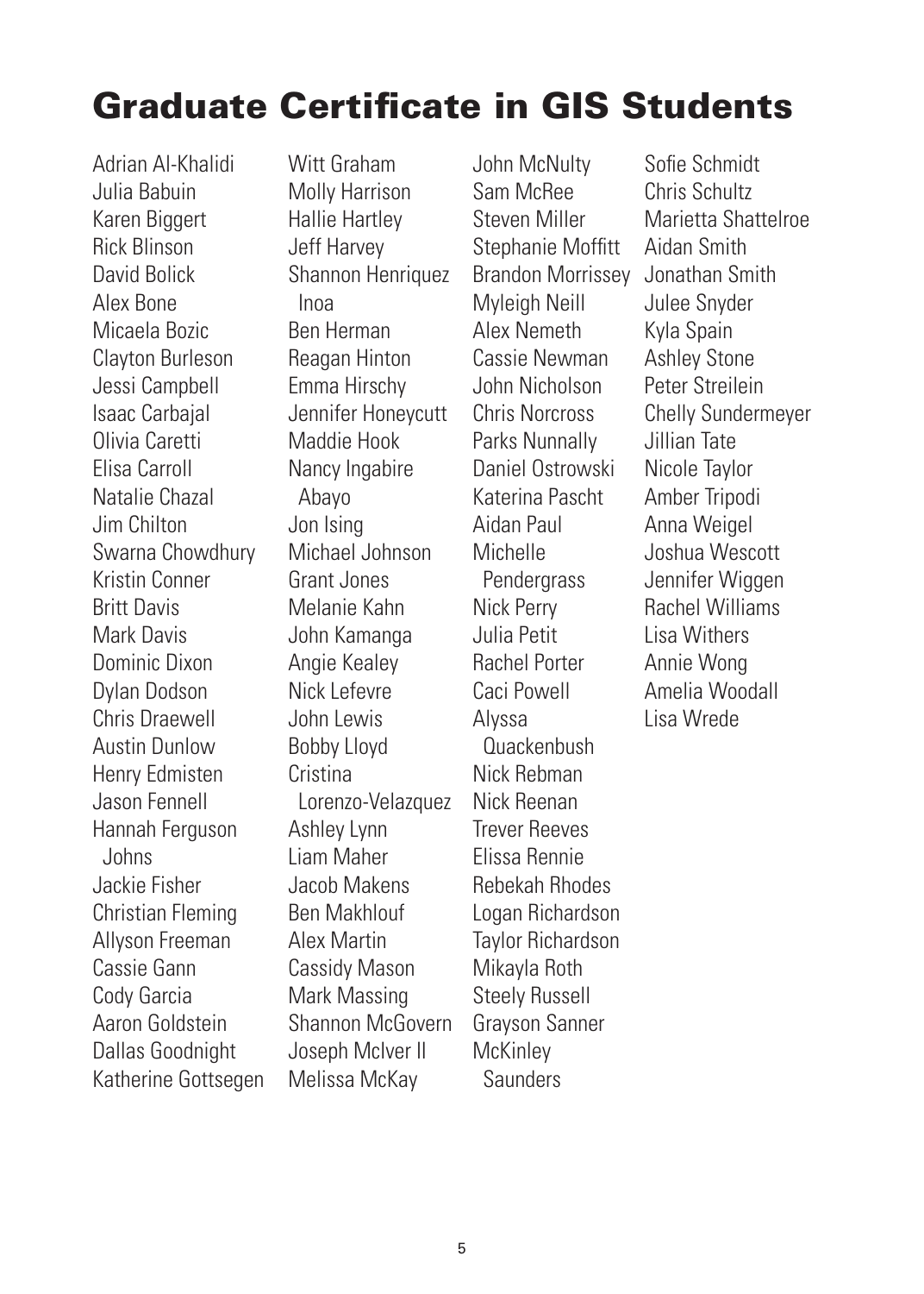# Graduate Certificate in GIS Students

Adrian Al-Khalidi
Julia Babuin
Karen Biggert
Rick Blinson
David Bolick
Alex Bone
Micaela Bozic
Clayton Burleson
Jessi Campbell
Isaac Carbajal
Olivia Caretti
Elisa Carroll
Natalie Chazal
Jim Chilton
Swarna Chowdhury
Kristin Conner
Britt Davis
Mark Davis
Dominic Dixon
Dylan Dodson
Chris Draewell
Austin Dunlow
Henry Edmisten
Jason Fennell
Hannah Ferguson Johns
Jackie Fisher
Christian Fleming
Allyson Freeman
Cassie Gann
Cody Garcia
Aaron Goldstein
Dallas Goodnight
Katherine Gottsegen
Witt Graham
Molly Harrison
Hallie Hartley
Jeff Harvey
Shannon Henriquez Inoa
Ben Herman
Reagan Hinton
Emma Hirschy
Jennifer Honeycutt
Maddie Hook
Nancy Ingabire Abayo
Jon Ising
Michael Johnson
Grant Jones
Melanie Kahn
John Kamanga
Angie Kealey
Nick Lefevre
John Lewis
Bobby Lloyd
Cristina Lorenzo-Velazquez
Ashley Lynn
Liam Maher
Jacob Makens
Ben Makhlouf
Alex Martin
Cassidy Mason
Mark Massing
Shannon McGovern
Joseph McIver II
Melissa McKay
John McNulty
Sam McRee
Steven Miller
Stephanie Moffitt
Brandon Morrissey
Myleigh Neill
Alex Nemeth
Cassie Newman
John Nicholson
Chris Norcross
Parks Nunnally
Daniel Ostrowski
Katerina Pascht
Aidan Paul
Michelle Pendergrass
Nick Perry
Julia Petit
Rachel Porter
Caci Powell
Alyssa Quackenbush
Nick Rebman
Nick Reenan
Trever Reeves
Elissa Rennie
Rebekah Rhodes
Logan Richardson
Taylor Richardson
Mikayla Roth
Steely Russell
Grayson Sanner
McKinley Saunders
Sofie Schmidt
Chris Schultz
Marietta Shattelroe
Aidan Smith
Jonathan Smith
Julee Snyder
Kyla Spain
Ashley Stone
Peter Streilein
Chelly Sundermeyer
Jillian Tate
Nicole Taylor
Amber Tripodi
Anna Weigel
Joshua Wescott
Jennifer Wiggen
Rachel Williams
Lisa Withers
Annie Wong
Amelia Woodall
Lisa Wrede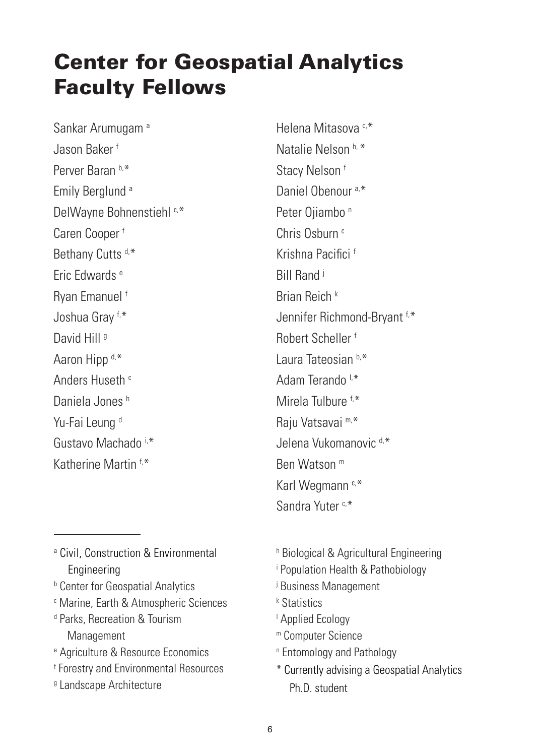# Center for Geospatial Analytics Faculty Fellows

Sankar Arumugam [a]
Jason Baker [f]
Perver Baran [b,*]
Emily Berglund [a]
DelWayne Bohnenstiehl [c,*]
Caren Cooper [f]
Bethany Cutts [d,*]
Eric Edwards [e]
Ryan Emanuel [f]
Joshua Gray [f,*]
David Hill [g]
Aaron Hipp [d,*]
Anders Huseth [c]
Daniela Jones [h]
Yu-Fai Leung [d]
Gustavo Machado [i,*]
Katherine Martin [f,*]
Helena Mitasova [c,*]
Natalie Nelson [h,*]
Stacy Nelson [f]
Daniel Obenour [a,*]
Peter Ojiambo [n]
Chris Osburn [c]
Krishna Pacifici [f]
Bill Rand [j]
Brian Reich [k]
Jennifer Richmond-Bryant [f,*]
Robert Scheller [f]
Laura Tateosian [b,*]
Adam Terando [l,*]
Mirela Tulbure [f,*]
Raju Vatsavai [m,*]
Jelena Vukomanovic [d,*]
Ben Watson [m]
Karl Wegmann [c,*]
Sandra Yuter [c,*]

---

[a] Civil, Construction & Environmental Engineering
[b] Center for Geospatial Analytics
[c] Marine, Earth & Atmospheric Sciences
[d] Parks, Recreation & Tourism Management
[e] Agriculture & Resource Economics
[f] Forestry and Environmental Resources
[g] Landscape Architecture
[h] Biological & Agricultural Engineering
[i] Population Health & Pathobiology
[j] Business Management
[k] Statistics
[l] Applied Ecology
[m] Computer Science
[n] Entomology and Pathology
* Currently advising a Geospatial Analytics Ph.D. student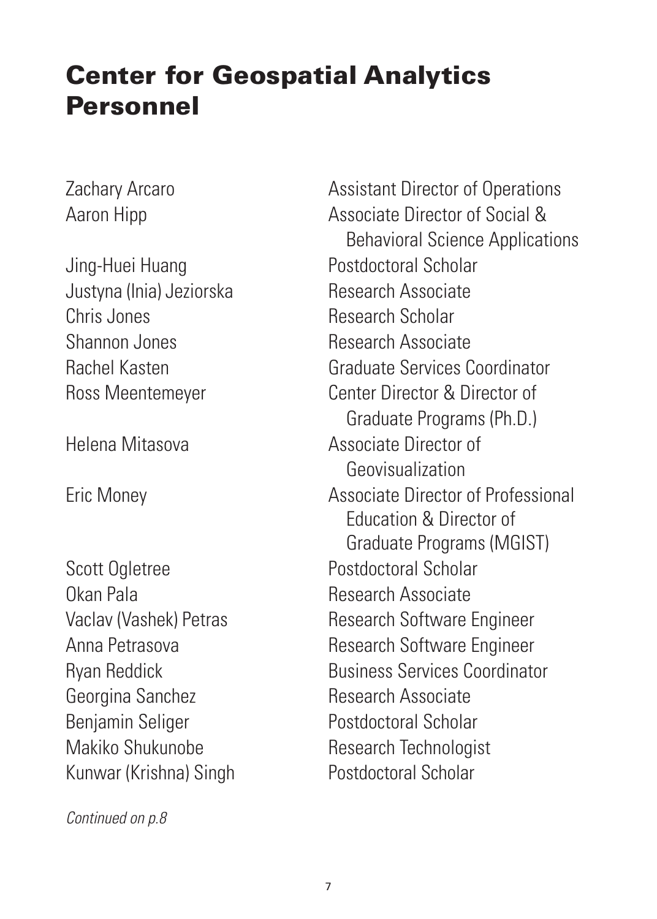# Center for Geospatial Analytics Personnel

| Name | Title |
|---|---|
| Zachary Arcaro | Assistant Director of Operations |
| Aaron Hipp | Associate Director of Social & Behavioral Science Applications |
| Jing-Huei Huang | Postdoctoral Scholar |
| Justyna (Inia) Jeziorska | Research Associate |
| Chris Jones | Research Scholar |
| Shannon Jones | Research Associate |
| Rachel Kasten | Graduate Services Coordinator |
| Ross Meentemeyer | Center Director & Director of Graduate Programs (Ph.D.) |
| Helena Mitasova | Associate Director of Geovisualization |
| Eric Money | Associate Director of Professional Education & Director of Graduate Programs (MGIST) |
| Scott Ogletree | Postdoctoral Scholar |
| Okan Pala | Research Associate |
| Vaclav (Vashek) Petras | Research Software Engineer |
| Anna Petrasova | Research Software Engineer |
| Ryan Reddick | Business Services Coordinator |
| Georgina Sanchez | Research Associate |
| Benjamin Seliger | Postdoctoral Scholar |
| Makiko Shukunobe | Research Technologist |
| Kunwar (Krishna) Singh | Postdoctoral Scholar |

*Continued on p.8*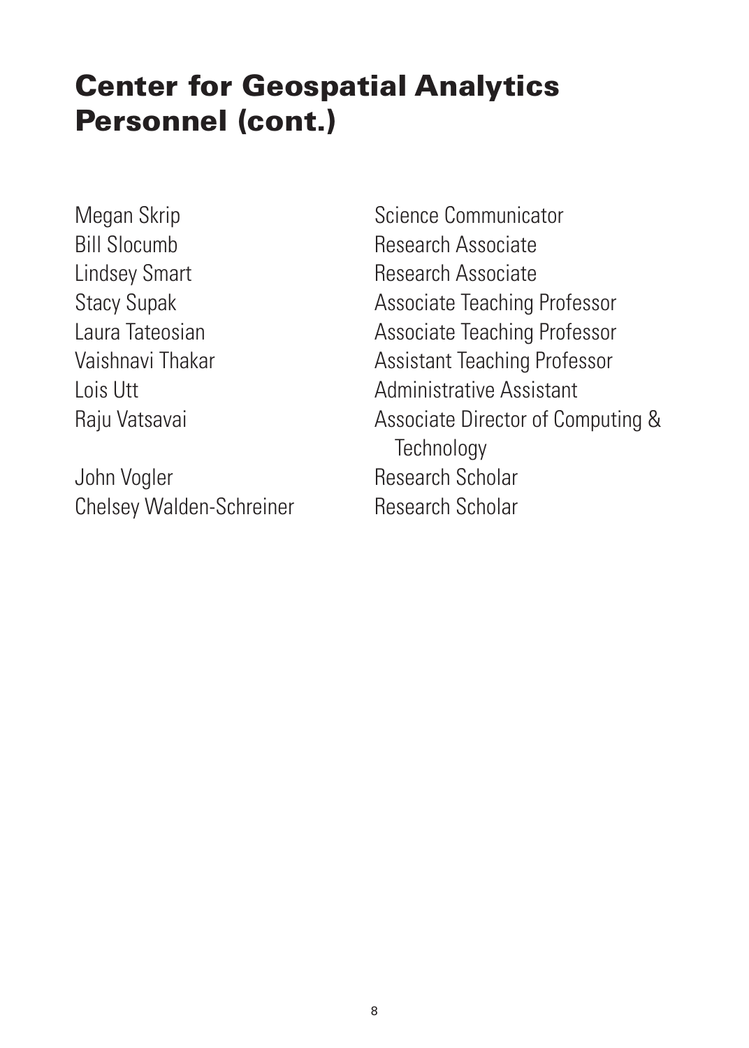# Center for Geospatial Analytics Personnel (cont.)

| Name | Title |
| --- | --- |
| Megan Skrip | Science Communicator |
| Bill Slocumb | Research Associate |
| Lindsey Smart | Research Associate |
| Stacy Supak | Associate Teaching Professor |
| Laura Tateosian | Associate Teaching Professor |
| Vaishnavi Thakar | Assistant Teaching Professor |
| Lois Utt | Administrative Assistant |
| Raju Vatsavai | Associate Director of Computing & Technology |
| John Vogler | Research Scholar |
| Chelsey Walden-Schreiner | Research Scholar |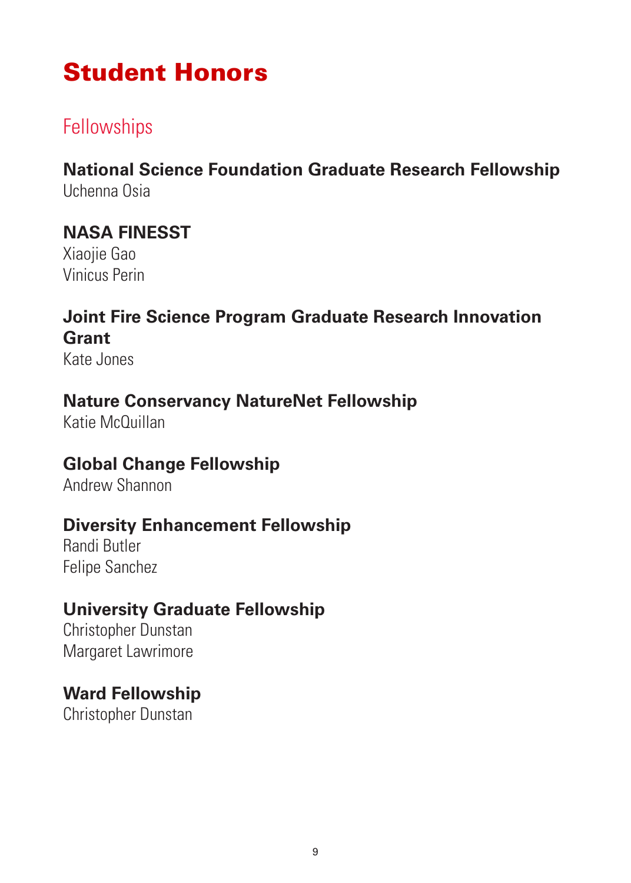# Student Honors

## Fellowships

**National Science Foundation Graduate Research Fellowship**
Uchenna Osia

**NASA FINESST**
Xiaojie Gao
Vinicus Perin

**Joint Fire Science Program Graduate Research Innovation Grant**
Kate Jones

**Nature Conservancy NatureNet Fellowship**
Katie McQuillan

**Global Change Fellowship**
Andrew Shannon

**Diversity Enhancement Fellowship**
Randi Butler
Felipe Sanchez

**University Graduate Fellowship**
Christopher Dunstan
Margaret Lawrimore

**Ward Fellowship**
Christopher Dunstan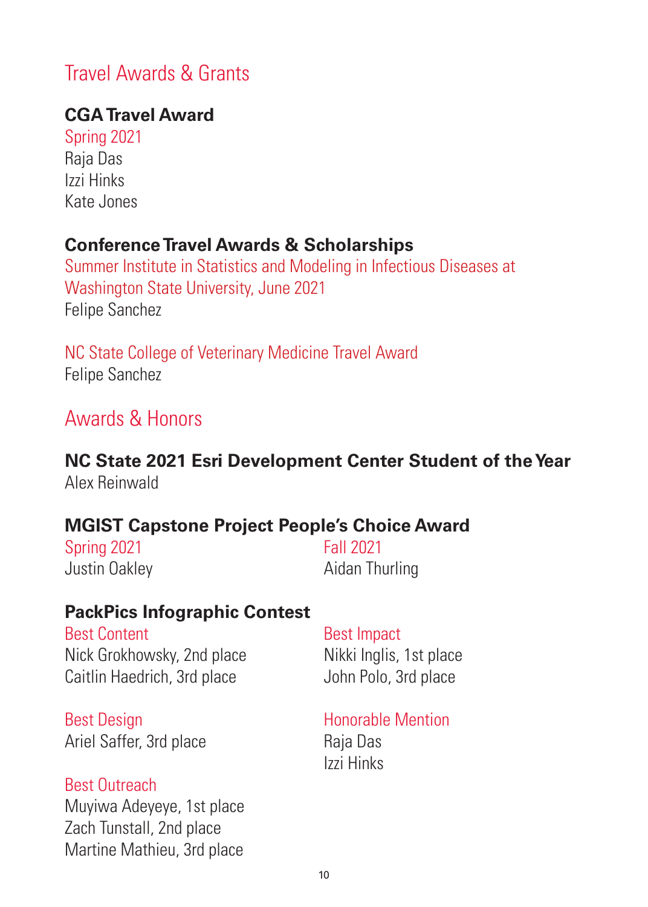## Travel Awards & Grants

### CGA Travel Award

Spring 2021

Raja Das
Izzi Hinks
Kate Jones

### Conference Travel Awards & Scholarships

Summer Institute in Statistics and Modeling in Infectious Diseases at Washington State University, June 2021

Felipe Sanchez

NC State College of Veterinary Medicine Travel Award

Felipe Sanchez

## Awards & Honors

### NC State 2021 Esri Development Center Student of the Year

Alex Reinwald

### MGIST Capstone Project People's Choice Award

Spring 2021

Justin Oakley

Fall 2021

Aidan Thurling

### PackPics Infographic Contest

Best Content

Nick Grokhowsky, 2nd place
Caitlin Haedrich, 3rd place

Best Design

Ariel Saffer, 3rd place

Best Outreach

Muyiwa Adeyeye, 1st place
Zach Tunstall, 2nd place
Martine Mathieu, 3rd place

Best Impact

Nikki Inglis, 1st place
John Polo, 3rd place

Honorable Mention

Raja Das
Izzi Hinks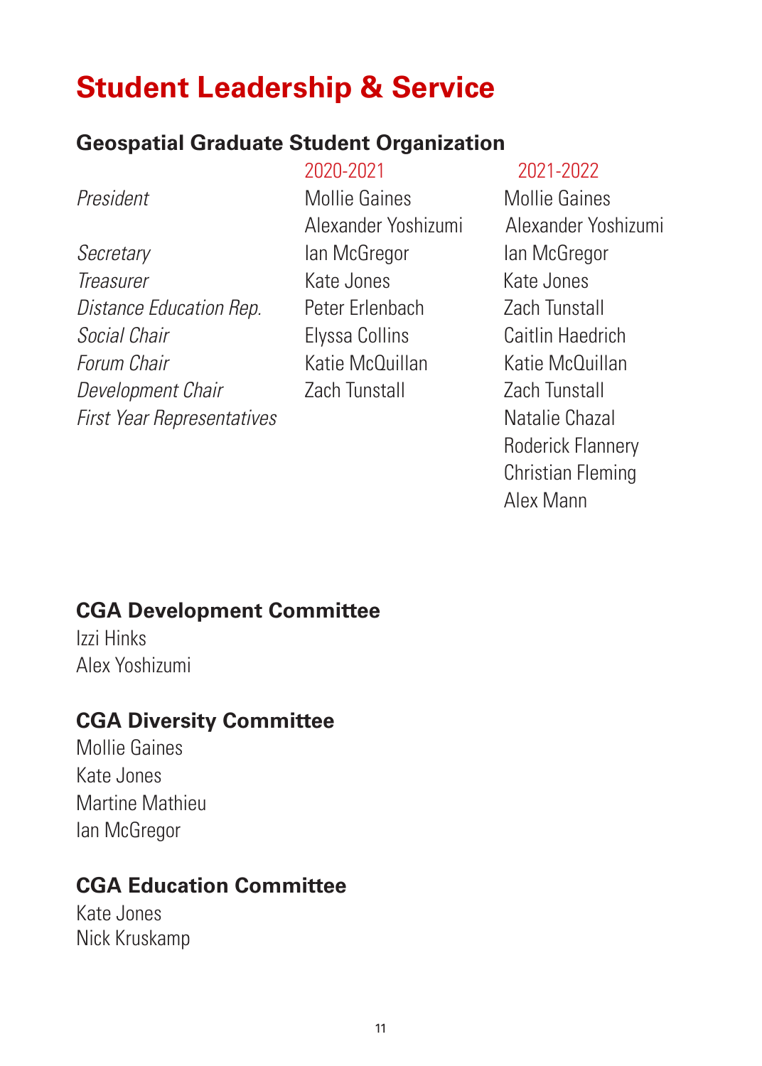# Student Leadership & Service

## Geospatial Graduate Student Organization

| | 2020-2021 | 2021-2022 |
|---|---|---|
| *President* | Mollie Gaines | Mollie Gaines |
| | Alexander Yoshizumi | Alexander Yoshizumi |
| *Secretary* | Ian McGregor | Ian McGregor |
| *Treasurer* | Kate Jones | Kate Jones |
| *Distance Education Rep.* | Peter Erlenbach | Zach Tunstall |
| *Social Chair* | Elyssa Collins | Caitlin Haedrich |
| *Forum Chair* | Katie McQuillan | Katie McQuillan |
| *Development Chair* | Zach Tunstall | Zach Tunstall |
| *First Year Representatives* | | Natalie Chazal |
| | | Roderick Flannery |
| | | Christian Fleming |
| | | Alex Mann |

## CGA Development Committee

Izzi Hinks
Alex Yoshizumi

## CGA Diversity Committee

Mollie Gaines
Kate Jones
Martine Mathieu
Ian McGregor

## CGA Education Committee

Kate Jones
Nick Kruskamp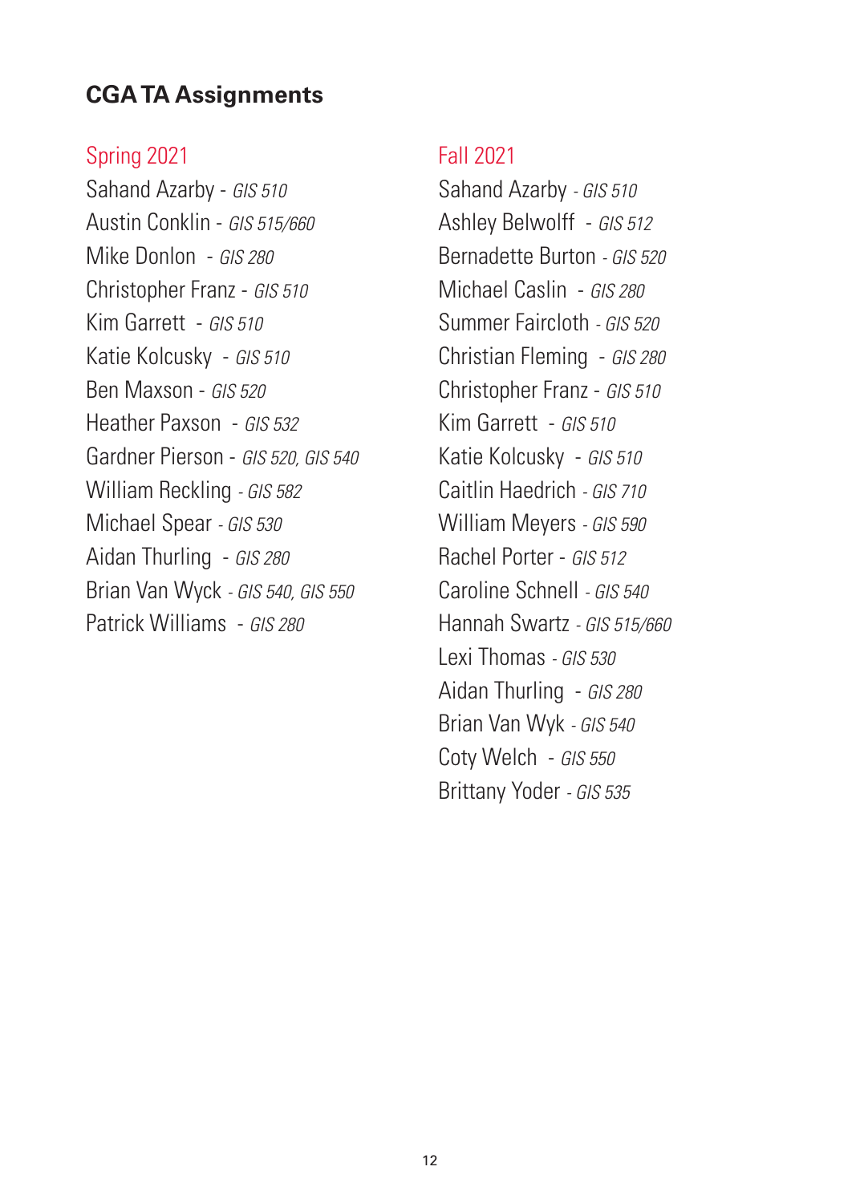## CGA TA Assignments

### Spring 2021

Sahand Azarby - *GIS 510*
Austin Conklin - *GIS 515/660*
Mike Donlon - *GIS 280*
Christopher Franz - *GIS 510*
Kim Garrett - *GIS 510*
Katie Kolcusky - *GIS 510*
Ben Maxson - *GIS 520*
Heather Paxson - *GIS 532*
Gardner Pierson - *GIS 520, GIS 540*
William Reckling - *GIS 582*
Michael Spear - *GIS 530*
Aidan Thurling - *GIS 280*
Brian Van Wyck - *GIS 540, GIS 550*
Patrick Williams - *GIS 280*

### Fall 2021

Sahand Azarby - *GIS 510*
Ashley Belwolff - *GIS 512*
Bernadette Burton - *GIS 520*
Michael Caslin - *GIS 280*
Summer Faircloth - *GIS 520*
Christian Fleming - *GIS 280*
Christopher Franz - *GIS 510*
Kim Garrett - *GIS 510*
Katie Kolcusky - *GIS 510*
Caitlin Haedrich - *GIS 710*
William Meyers - *GIS 590*
Rachel Porter - *GIS 512*
Caroline Schnell - *GIS 540*
Hannah Swartz - *GIS 515/660*
Lexi Thomas - *GIS 530*
Aidan Thurling - *GIS 280*
Brian Van Wyk - *GIS 540*
Coty Welch - *GIS 550*
Brittany Yoder - *GIS 535*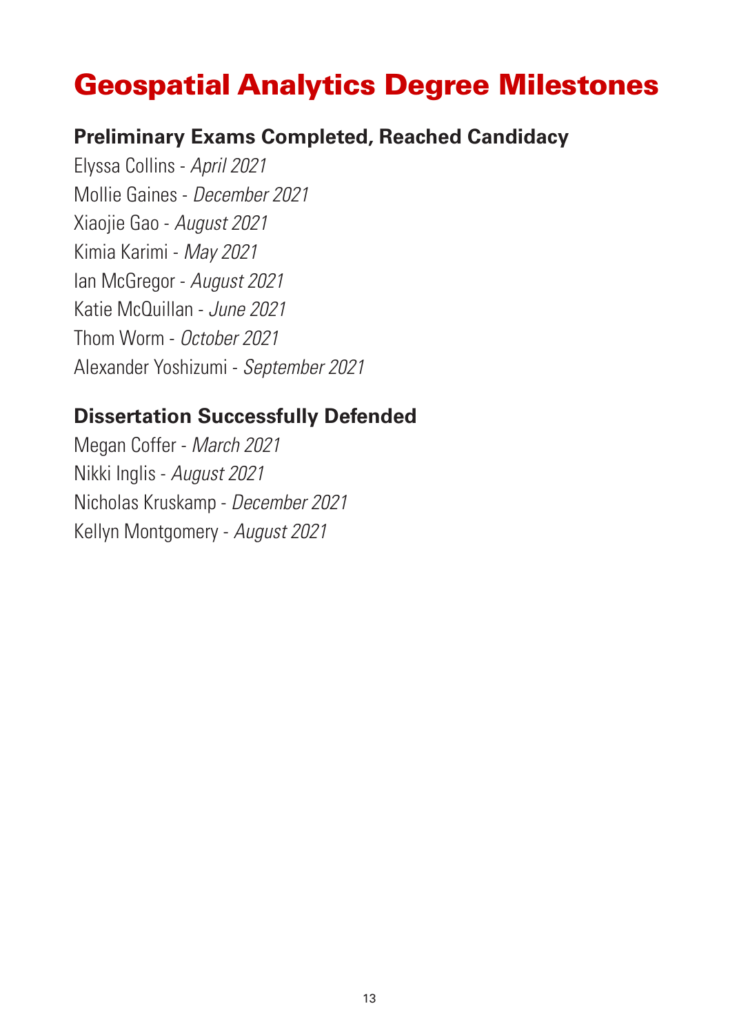# Geospatial Analytics Degree Milestones

## Preliminary Exams Completed, Reached Candidacy

Elyssa Collins - *April 2021*
Mollie Gaines - *December 2021*
Xiaojie Gao - *August 2021*
Kimia Karimi - *May 2021*
Ian McGregor - *August 2021*
Katie McQuillan - *June 2021*
Thom Worm - *October 2021*
Alexander Yoshizumi - *September 2021*

## Dissertation Successfully Defended

Megan Coffer - *March 2021*
Nikki Inglis - *August 2021*
Nicholas Kruskamp - *December 2021*
Kellyn Montgomery - *August 2021*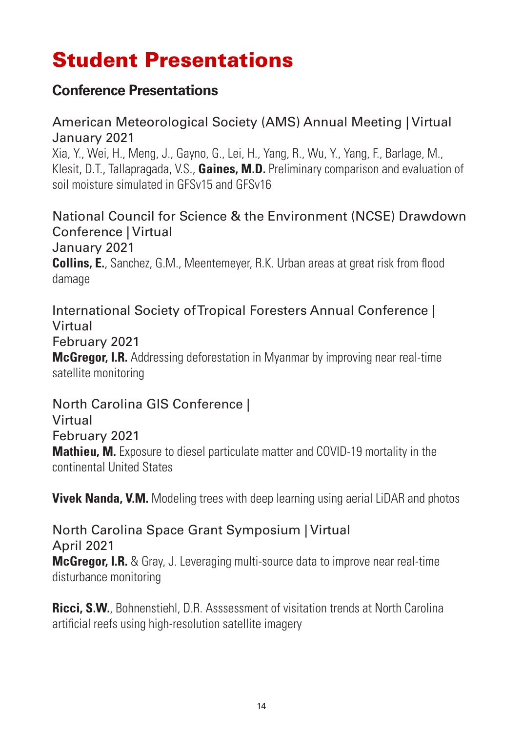# Student Presentations

## Conference Presentations

American Meteorological Society (AMS) Annual Meeting | Virtual
January 2021

Xia, Y., Wei, H., Meng, J., Gayno, G., Lei, H., Yang, R., Wu, Y., Yang, F., Barlage, M., Klesit, D.T., Tallapragada, V.S., **Gaines, M.D.** Preliminary comparison and evaluation of soil moisture simulated in GFSv15 and GFSv16

National Council for Science & the Environment (NCSE) Drawdown Conference | Virtual
January 2021

**Collins, E.**, Sanchez, G.M., Meentemeyer, R.K. Urban areas at great risk from flood damage

International Society of Tropical Foresters Annual Conference | Virtual
February 2021

**McGregor, I.R.** Addressing deforestation in Myanmar by improving near real-time satellite monitoring

North Carolina GIS Conference | Virtual
February 2021

**Mathieu, M.** Exposure to diesel particulate matter and COVID-19 mortality in the continental United States

**Vivek Nanda, V.M.** Modeling trees with deep learning using aerial LiDAR and photos

North Carolina Space Grant Symposium | Virtual
April 2021

**McGregor, I.R.** & Gray, J. Leveraging multi-source data to improve near real-time disturbance monitoring

**Ricci, S.W.**, Bohnenstiehl, D.R. Asssessment of visitation trends at North Carolina artificial reefs using high-resolution satellite imagery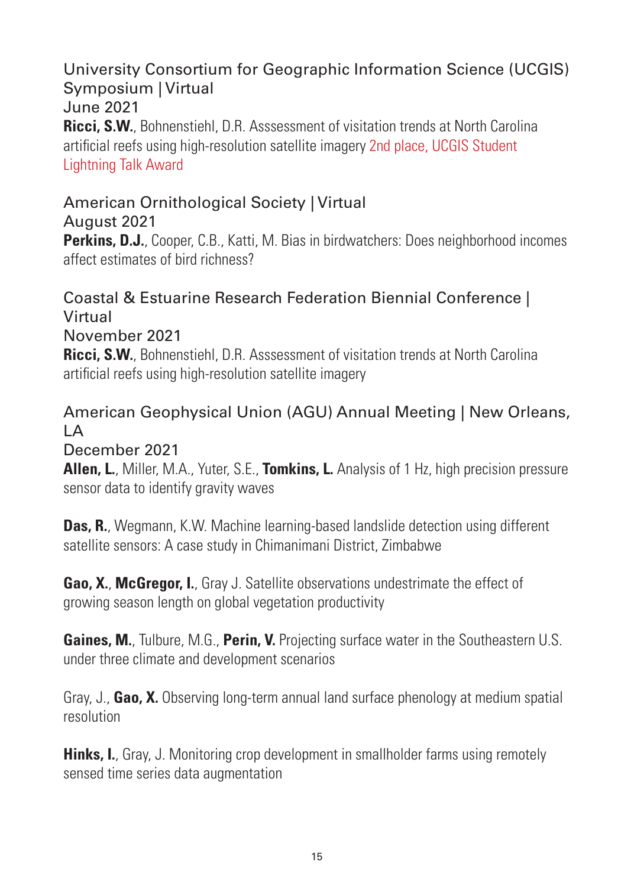### University Consortium for Geographic Information Science (UCGIS) Symposium | Virtual
June 2021

**Ricci, S.W.**, Bohnenstiehl, D.R. Asssessment of visitation trends at North Carolina artificial reefs using high-resolution satellite imagery 2nd place, UCGIS Student Lightning Talk Award

### American Ornithological Society | Virtual
August 2021

**Perkins, D.J.**, Cooper, C.B., Katti, M. Bias in birdwatchers: Does neighborhood incomes affect estimates of bird richness?

### Coastal & Estuarine Research Federation Biennial Conference | Virtual
November 2021

**Ricci, S.W.**, Bohnenstiehl, D.R. Asssessment of visitation trends at North Carolina artificial reefs using high-resolution satellite imagery

### American Geophysical Union (AGU) Annual Meeting | New Orleans, LA
December 2021

**Allen, L.**, Miller, M.A., Yuter, S.E., **Tomkins, L.** Analysis of 1 Hz, high precision pressure sensor data to identify gravity waves

**Das, R.**, Wegmann, K.W. Machine learning-based landslide detection using different satellite sensors: A case study in Chimanimani District, Zimbabwe

**Gao, X.**, **McGregor, I.**, Gray J. Satellite observations undestrimate the effect of growing season length on global vegetation productivity

**Gaines, M.**, Tulbure, M.G., **Perin, V.** Projecting surface water in the Southeastern U.S. under three climate and development scenarios

Gray, J., **Gao, X.** Observing long-term annual land surface phenology at medium spatial resolution

**Hinks, I.**, Gray, J. Monitoring crop development in smallholder farms using remotely sensed time series data augmentation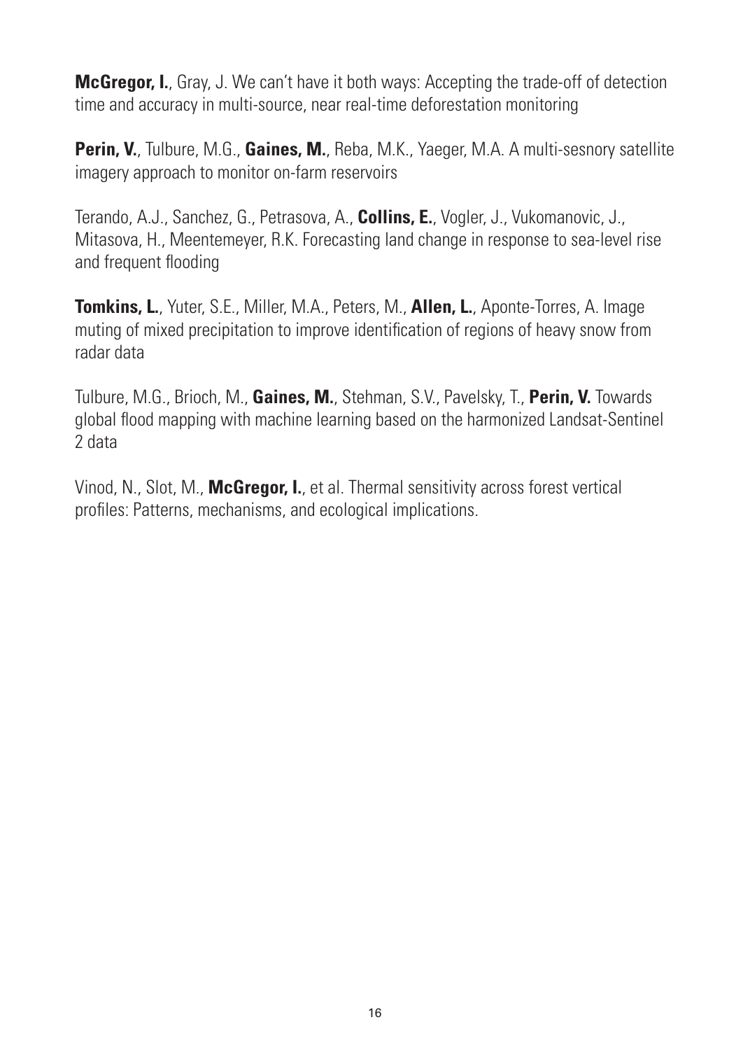**McGregor, I.**, Gray, J. We can't have it both ways: Accepting the trade-off of detection time and accuracy in multi-source, near real-time deforestation monitoring

**Perin, V.**, Tulbure, M.G., **Gaines, M.**, Reba, M.K., Yaeger, M.A. A multi-sesnory satellite imagery approach to monitor on-farm reservoirs

Terando, A.J., Sanchez, G., Petrasova, A., **Collins, E.**, Vogler, J., Vukomanovic, J., Mitasova, H., Meentemeyer, R.K. Forecasting land change in response to sea-level rise and frequent flooding

**Tomkins, L.**, Yuter, S.E., Miller, M.A., Peters, M., **Allen, L.**, Aponte-Torres, A. Image muting of mixed precipitation to improve identification of regions of heavy snow from radar data

Tulbure, M.G., Brioch, M., **Gaines, M.**, Stehman, S.V., Pavelsky, T., **Perin, V.** Towards global flood mapping with machine learning based on the harmonized Landsat-Sentinel 2 data

Vinod, N., Slot, M., **McGregor, I.**, et al. Thermal sensitivity across forest vertical profiles: Patterns, mechanisms, and ecological implications.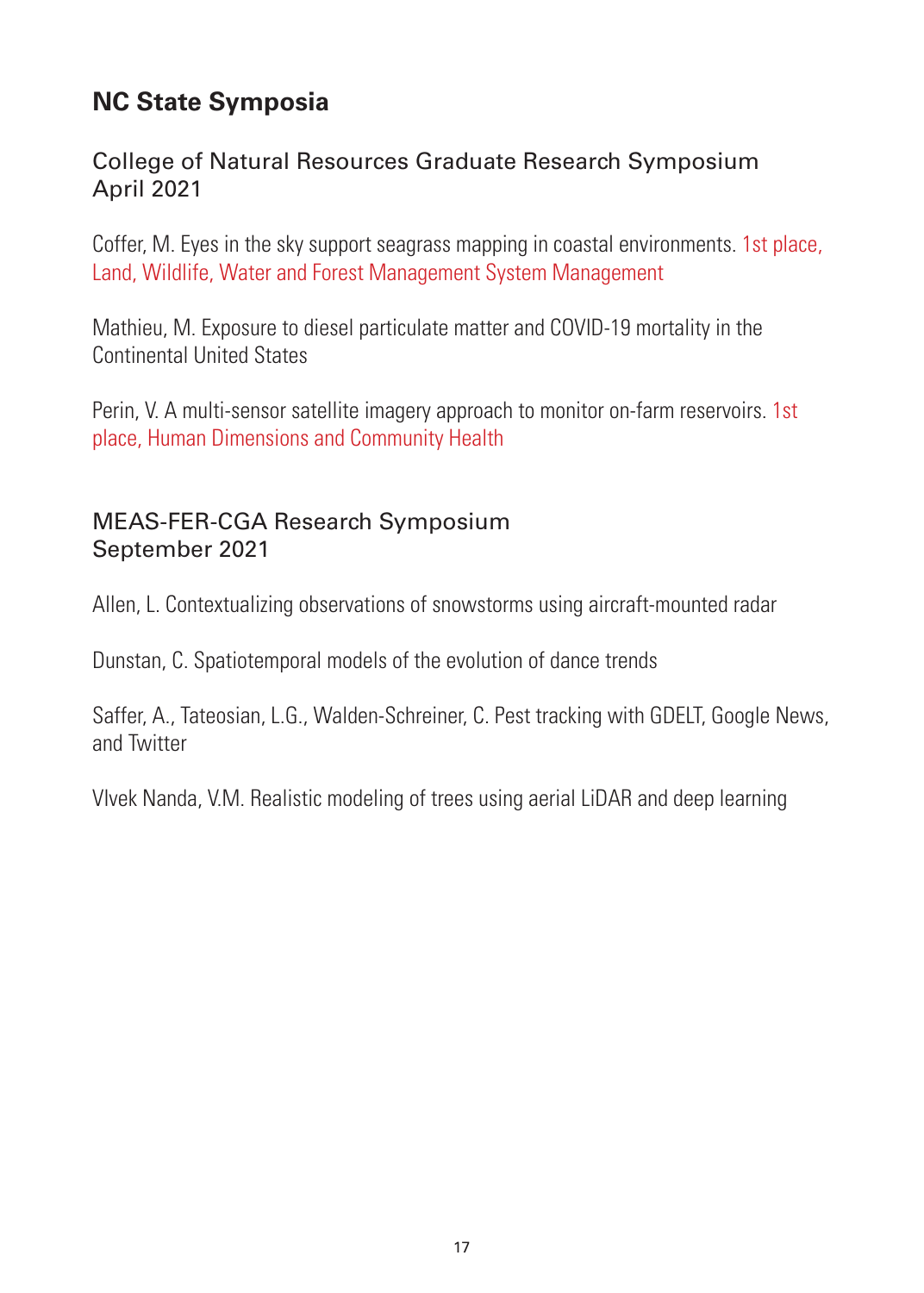## NC State Symposia

### College of Natural Resources Graduate Research Symposium
### April 2021

Coffer, M. Eyes in the sky support seagrass mapping in coastal environments. 1st place, Land, Wildlife, Water and Forest Management System Management

Mathieu, M. Exposure to diesel particulate matter and COVID-19 mortality in the Continental United States

Perin, V. A multi-sensor satellite imagery approach to monitor on-farm reservoirs. 1st place, Human Dimensions and Community Health

### MEAS-FER-CGA Research Symposium
### September 2021

Allen, L. Contextualizing observations of snowstorms using aircraft-mounted radar

Dunstan, C. Spatiotemporal models of the evolution of dance trends

Saffer, A., Tateosian, L.G., Walden-Schreiner, C. Pest tracking with GDELT, Google News, and Twitter

VIvek Nanda, V.M. Realistic modeling of trees using aerial LiDAR and deep learning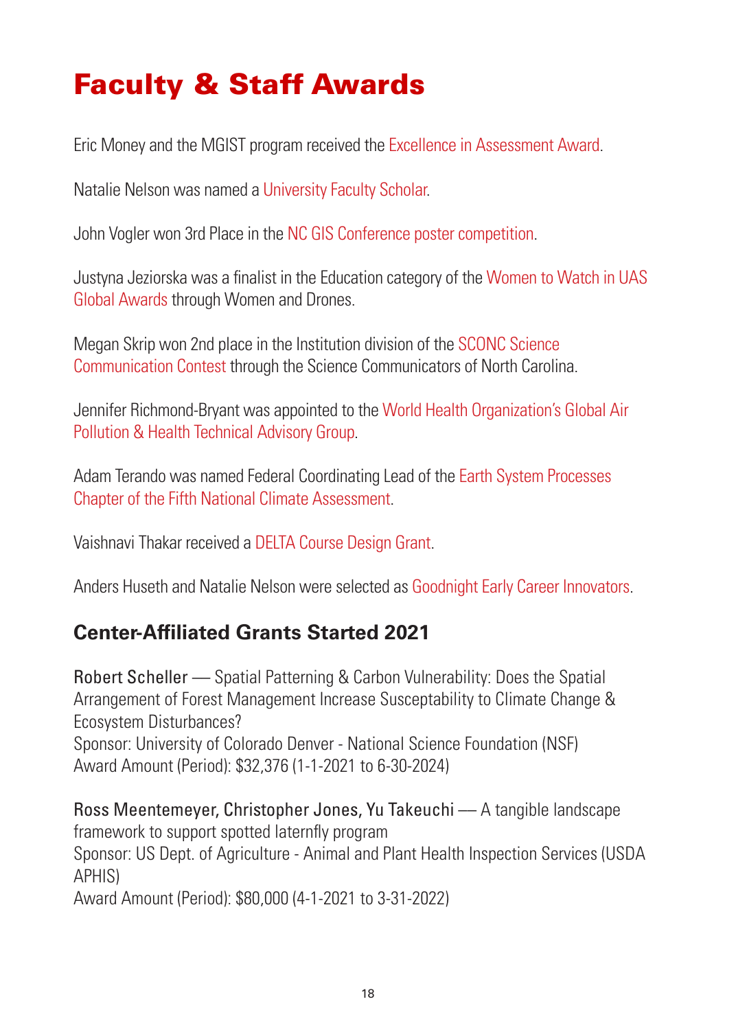# Faculty & Staff Awards

Eric Money and the MGIST program received the Excellence in Assessment Award.

Natalie Nelson was named a University Faculty Scholar.

John Vogler won 3rd Place in the NC GIS Conference poster competition.

Justyna Jeziorska was a finalist in the Education category of the Women to Watch in UAS Global Awards through Women and Drones.

Megan Skrip won 2nd place in the Institution division of the SCONC Science Communication Contest through the Science Communicators of North Carolina.

Jennifer Richmond-Bryant was appointed to the World Health Organization's Global Air Pollution & Health Technical Advisory Group.

Adam Terando was named Federal Coordinating Lead of the Earth System Processes Chapter of the Fifth National Climate Assessment.

Vaishnavi Thakar received a DELTA Course Design Grant.

Anders Huseth and Natalie Nelson were selected as Goodnight Early Career Innovators.

## Center-Affiliated Grants Started 2021

Robert Scheller — Spatial Patterning & Carbon Vulnerability: Does the Spatial Arrangement of Forest Management Increase Susceptibility to Climate Change & Ecosystem Disturbances?
Sponsor: University of Colorado Denver - National Science Foundation (NSF)
Award Amount (Period): $32,376 (1-1-2021 to 6-30-2024)

Ross Meentemeyer, Christopher Jones, Yu Takeuchi — A tangible landscape framework to support spotted laternfly program
Sponsor: US Dept. of Agriculture - Animal and Plant Health Inspection Services (USDA APHIS)
Award Amount (Period): $80,000 (4-1-2021 to 3-31-2022)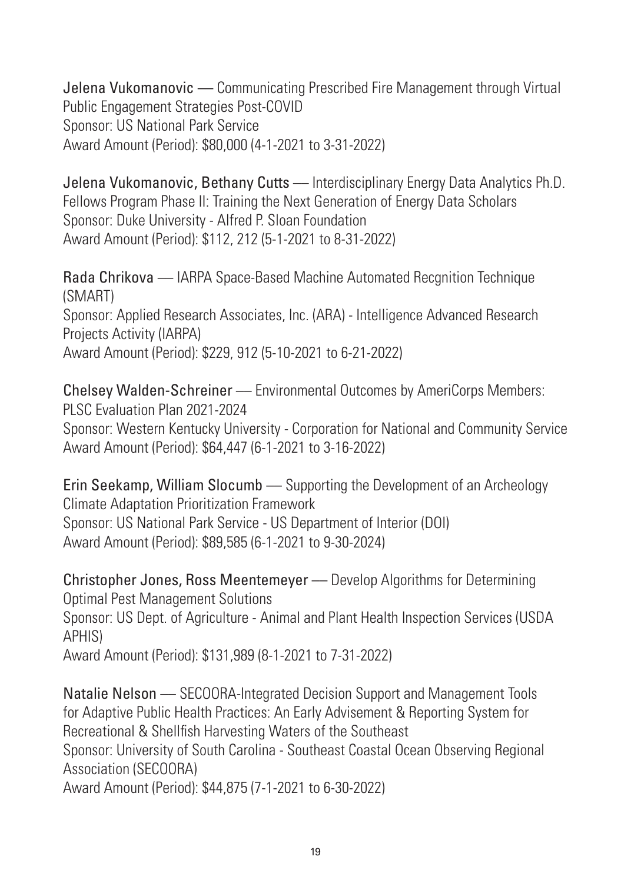Jelena Vukomanovic — Communicating Prescribed Fire Management through Virtual Public Engagement Strategies Post-COVID
Sponsor: US National Park Service
Award Amount (Period): $80,000 (4-1-2021 to 3-31-2022)

Jelena Vukomanovic, Bethany Cutts — Interdisciplinary Energy Data Analytics Ph.D. Fellows Program Phase II: Training the Next Generation of Energy Data Scholars
Sponsor: Duke University - Alfred P. Sloan Foundation
Award Amount (Period): $112, 212 (5-1-2021 to 8-31-2022)

Rada Chrikova — IARPA Space-Based Machine Automated Recgnition Technique (SMART)
Sponsor: Applied Research Associates, Inc. (ARA) - Intelligence Advanced Research Projects Activity (IARPA)
Award Amount (Period): $229, 912 (5-10-2021 to 6-21-2022)

Chelsey Walden-Schreiner — Environmental Outcomes by AmeriCorps Members: PLSC Evaluation Plan 2021-2024
Sponsor: Western Kentucky University - Corporation for National and Community Service
Award Amount (Period): $64,447 (6-1-2021 to 3-16-2022)

Erin Seekamp, William Slocumb — Supporting the Development of an Archeology Climate Adaptation Prioritization Framework
Sponsor: US National Park Service - US Department of Interior (DOI)
Award Amount (Period): $89,585 (6-1-2021 to 9-30-2024)

Christopher Jones, Ross Meentemeyer — Develop Algorithms for Determining Optimal Pest Management Solutions
Sponsor: US Dept. of Agriculture - Animal and Plant Health Inspection Services (USDA APHIS)
Award Amount (Period): $131,989 (8-1-2021 to 7-31-2022)

Natalie Nelson — SECOORA-Integrated Decision Support and Management Tools for Adaptive Public Health Practices: An Early Advisement & Reporting System for Recreational & Shellfish Harvesting Waters of the Southeast
Sponsor: University of South Carolina - Southeast Coastal Ocean Observing Regional Association (SECOORA)
Award Amount (Period): $44,875 (7-1-2021 to 6-30-2022)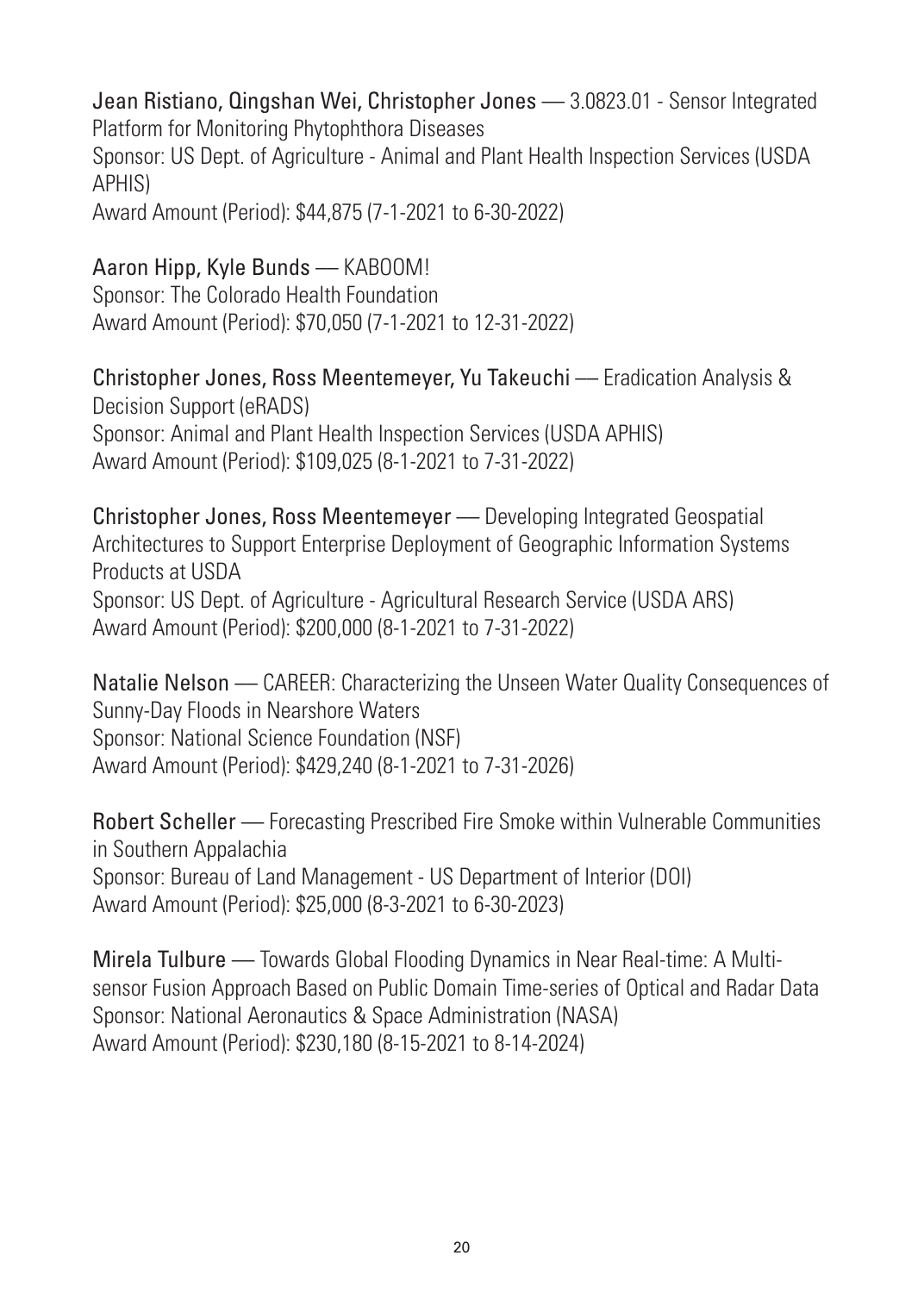Jean Ristiano, Qingshan Wei, Christopher Jones — 3.0823.01 - Sensor Integrated Platform for Monitoring Phytophthora Diseases
Sponsor: US Dept. of Agriculture - Animal and Plant Health Inspection Services (USDA APHIS)
Award Amount (Period): $44,875 (7-1-2021 to 6-30-2022)

Aaron Hipp, Kyle Bunds — KABOOM!
Sponsor: The Colorado Health Foundation
Award Amount (Period): $70,050 (7-1-2021 to 12-31-2022)

Christopher Jones, Ross Meentemeyer, Yu Takeuchi — Eradication Analysis & Decision Support (eRADS)
Sponsor: Animal and Plant Health Inspection Services (USDA APHIS)
Award Amount (Period): $109,025 (8-1-2021 to 7-31-2022)

Christopher Jones, Ross Meentemeyer — Developing Integrated Geospatial Architectures to Support Enterprise Deployment of Geographic Information Systems Products at USDA
Sponsor: US Dept. of Agriculture - Agricultural Research Service (USDA ARS)
Award Amount (Period): $200,000 (8-1-2021 to 7-31-2022)

Natalie Nelson — CAREER: Characterizing the Unseen Water Quality Consequences of Sunny-Day Floods in Nearshore Waters
Sponsor: National Science Foundation (NSF)
Award Amount (Period): $429,240 (8-1-2021 to 7-31-2026)

Robert Scheller — Forecasting Prescribed Fire Smoke within Vulnerable Communities in Southern Appalachia
Sponsor: Bureau of Land Management - US Department of Interior (DOI)
Award Amount (Period): $25,000 (8-3-2021 to 6-30-2023)

Mirela Tulbure — Towards Global Flooding Dynamics in Near Real-time: A Multi-sensor Fusion Approach Based on Public Domain Time-series of Optical and Radar Data
Sponsor: National Aeronautics & Space Administration (NASA)
Award Amount (Period): $230,180 (8-15-2021 to 8-14-2024)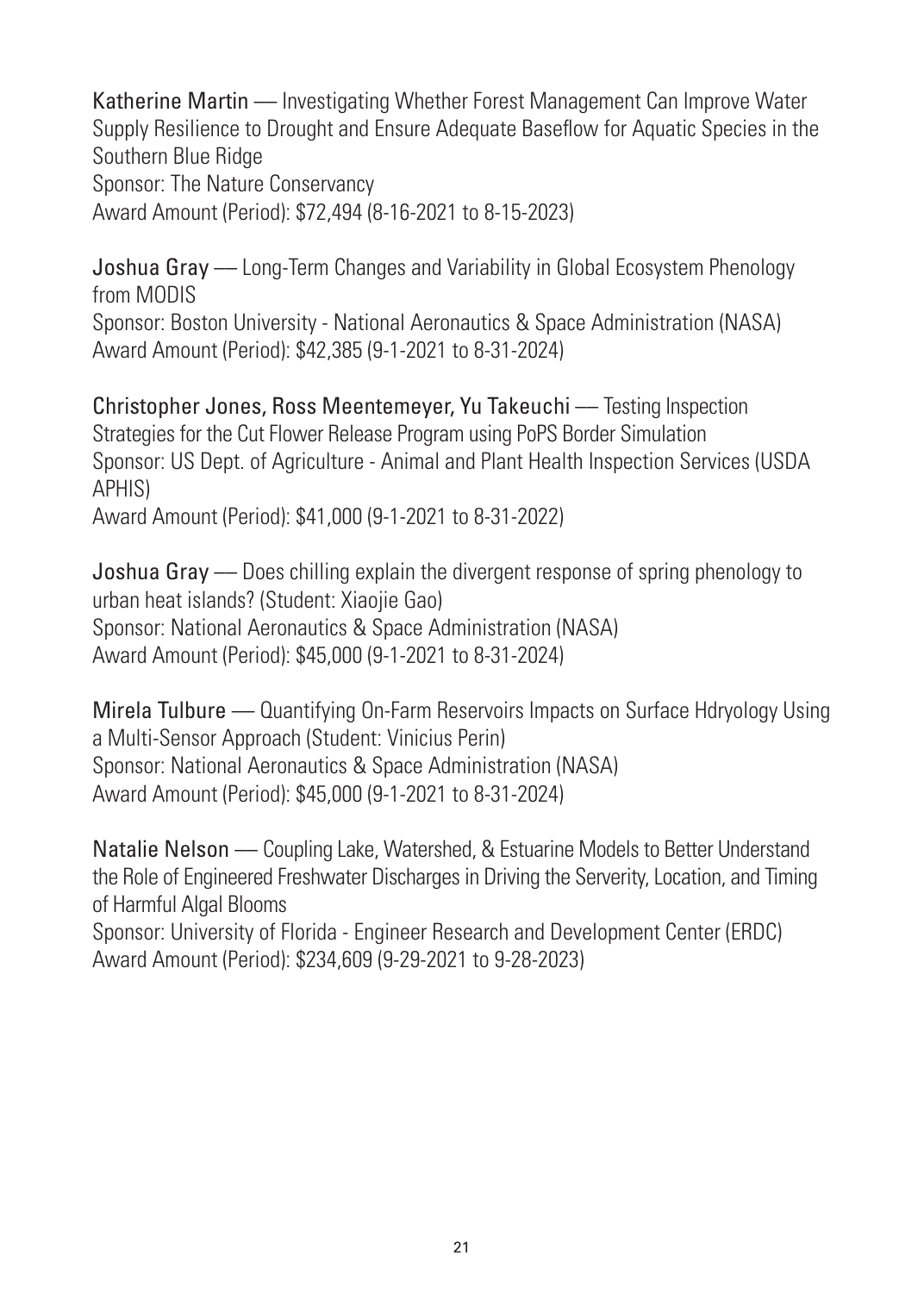Katherine Martin — Investigating Whether Forest Management Can Improve Water Supply Resilience to Drought and Ensure Adequate Baseflow for Aquatic Species in the Southern Blue Ridge
Sponsor: The Nature Conservancy
Award Amount (Period): $72,494 (8-16-2021 to 8-15-2023)

Joshua Gray — Long-Term Changes and Variability in Global Ecosystem Phenology from MODIS
Sponsor: Boston University - National Aeronautics & Space Administration (NASA)
Award Amount (Period): $42,385 (9-1-2021 to 8-31-2024)

Christopher Jones, Ross Meentemeyer, Yu Takeuchi — Testing Inspection Strategies for the Cut Flower Release Program using PoPS Border Simulation
Sponsor: US Dept. of Agriculture - Animal and Plant Health Inspection Services (USDA APHIS)
Award Amount (Period): $41,000 (9-1-2021 to 8-31-2022)

Joshua Gray — Does chilling explain the divergent response of spring phenology to urban heat islands? (Student: Xiaojie Gao)
Sponsor: National Aeronautics & Space Administration (NASA)
Award Amount (Period): $45,000 (9-1-2021 to 8-31-2024)

Mirela Tulbure — Quantifying On-Farm Reservoirs Impacts on Surface Hdryology Using a Multi-Sensor Approach (Student: Vinicius Perin)
Sponsor: National Aeronautics & Space Administration (NASA)
Award Amount (Period): $45,000 (9-1-2021 to 8-31-2024)

Natalie Nelson — Coupling Lake, Watershed, & Estuarine Models to Better Understand the Role of Engineered Freshwater Discharges in Driving the Serverity, Location, and Timing of Harmful Algal Blooms
Sponsor: University of Florida - Engineer Research and Development Center (ERDC)
Award Amount (Period): $234,609 (9-29-2021 to 9-28-2023)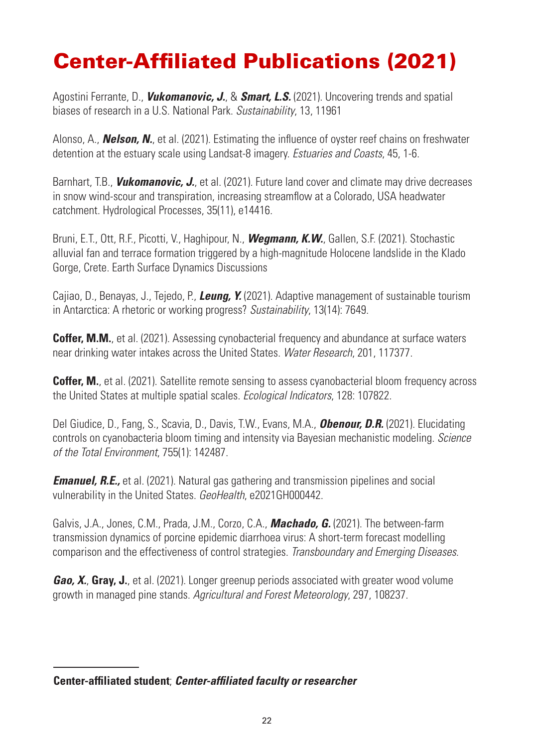# Center-Affiliated Publications (2021)

Agostini Ferrante, D., ***Vukomanovic, J.***, & ***Smart, L.S.*** (2021). Uncovering trends and spatial biases of research in a U.S. National Park. *Sustainability*, 13, 11961

Alonso, A., ***Nelson, N.***, et al. (2021). Estimating the influence of oyster reef chains on freshwater detention at the estuary scale using Landsat-8 imagery. *Estuaries and Coasts*, 45, 1-6.

Barnhart, T.B., ***Vukomanovic, J.***, et al. (2021). Future land cover and climate may drive decreases in snow wind-scour and transpiration, increasing streamflow at a Colorado, USA headwater catchment. Hydrological Processes, 35(11), e14416.

Bruni, E.T., Ott, R.F., Picotti, V., Haghipour, N., ***Wegmann, K.W.***, Gallen, S.F. (2021). Stochastic alluvial fan and terrace formation triggered by a high-magnitude Holocene landslide in the Klado Gorge, Crete. Earth Surface Dynamics Discussions

Cajiao, D., Benayas, J., Tejedo, P., ***Leung, Y.*** (2021). Adaptive management of sustainable tourism in Antarctica: A rhetoric or working progress? *Sustainability*, 13(14): 7649.

**Coffer, M.M.**, et al. (2021). Assessing cynobacterial frequency and abundance at surface waters near drinking water intakes across the United States. *Water Research*, 201, 117377.

**Coffer, M.**, et al. (2021). Satellite remote sensing to assess cyanobacterial bloom frequency across the United States at multiple spatial scales. *Ecological Indicators*, 128: 107822.

Del Giudice, D., Fang, S., Scavia, D., Davis, T.W., Evans, M.A., ***Obenour, D.R.*** (2021). Elucidating controls on cyanobacteria bloom timing and intensity via Bayesian mechanistic modeling. *Science of the Total Environment*, 755(1): 142487.

***Emanuel, R.E.,*** et al. (2021). Natural gas gathering and transmission pipelines and social vulnerability in the United States. *GeoHealth*, e2021GH000442.

Galvis, J.A., Jones, C.M., Prada, J.M., Corzo, C.A., ***Machado, G.*** (2021). The between-farm transmission dynamics of porcine epidemic diarrhoea virus: A short-term forecast modelling comparison and the effectiveness of control strategies. *Transboundary and Emerging Diseases*.

***Gao, X.***, **Gray, J.**, et al. (2021). Longer greenup periods associated with greater wood volume growth in managed pine stands. *Agricultural and Forest Meteorology*, 297, 108237.

---

**Center-affiliated student**; ***Center-affiliated faculty or researcher***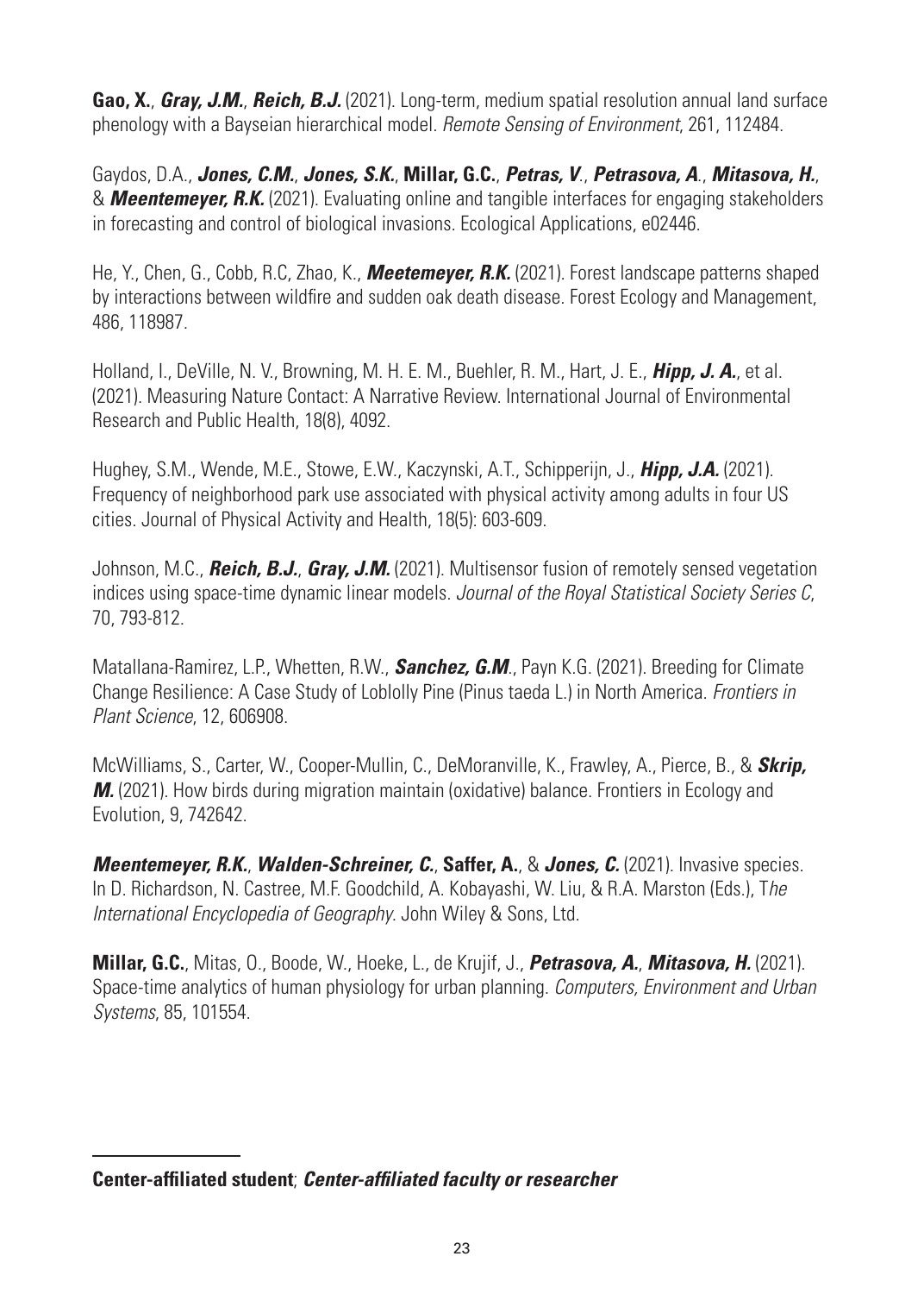**Gao, X.**, ***Gray, J.M.***, ***Reich, B.J.*** (2021). Long-term, medium spatial resolution annual land surface phenology with a Bayseian hierarchical model. *Remote Sensing of Environment*, 261, 112484.

Gaydos, D.A., ***Jones, C.M.***, ***Jones, S.K.***, **Millar, G.C.**, ***Petras, V***., ***Petrasova, A***., ***Mitasova, H.***, & ***Meentemeyer, R.K.*** (2021). Evaluating online and tangible interfaces for engaging stakeholders in forecasting and control of biological invasions. Ecological Applications, e02446.

He, Y., Chen, G., Cobb, R.C, Zhao, K., ***Meetemeyer, R.K.*** (2021). Forest landscape patterns shaped by interactions between wildfire and sudden oak death disease. Forest Ecology and Management, 486, 118987.

Holland, I., DeVille, N. V., Browning, M. H. E. M., Buehler, R. M., Hart, J. E., ***Hipp, J. A.***, et al. (2021). Measuring Nature Contact: A Narrative Review. International Journal of Environmental Research and Public Health, 18(8), 4092.

Hughey, S.M., Wende, M.E., Stowe, E.W., Kaczynski, A.T., Schipperijn, J., ***Hipp, J.A.*** (2021). Frequency of neighborhood park use associated with physical activity among adults in four US cities. Journal of Physical Activity and Health, 18(5): 603-609.

Johnson, M.C., ***Reich, B.J.***, ***Gray, J.M.*** (2021). Multisensor fusion of remotely sensed vegetation indices using space-time dynamic linear models. *Journal of the Royal Statistical Society Series C*, 70, 793-812.

Matallana-Ramirez, L.P., Whetten, R.W., ***Sanchez, G.M***., Payn K.G. (2021). Breeding for Climate Change Resilience: A Case Study of Loblolly Pine (Pinus taeda L.) in North America. *Frontiers in Plant Science*, 12, 606908.

McWilliams, S., Carter, W., Cooper-Mullin, C., DeMoranville, K., Frawley, A., Pierce, B., & ***Skrip, M.*** (2021). How birds during migration maintain (oxidative) balance. Frontiers in Ecology and Evolution, 9, 742642.

***Meentemeyer, R.K.***, ***Walden-Schreiner, C.***, **Saffer, A.**, & ***Jones, C.*** (2021). Invasive species. In D. Richardson, N. Castree, M.F. Goodchild, A. Kobayashi, W. Liu, & R.A. Marston (Eds.), T*he International Encyclopedia of Geography*. John Wiley & Sons, Ltd.

**Millar, G.C.**, Mitas, O., Boode, W., Hoeke, L., de Krujif, J., ***Petrasova, A.***, ***Mitasova, H.*** (2021). Space-time analytics of human physiology for urban planning. *Computers, Environment and Urban Systems*, 85, 101554.

---

**Center-affiliated student**; ***Center-affiliated faculty or researcher***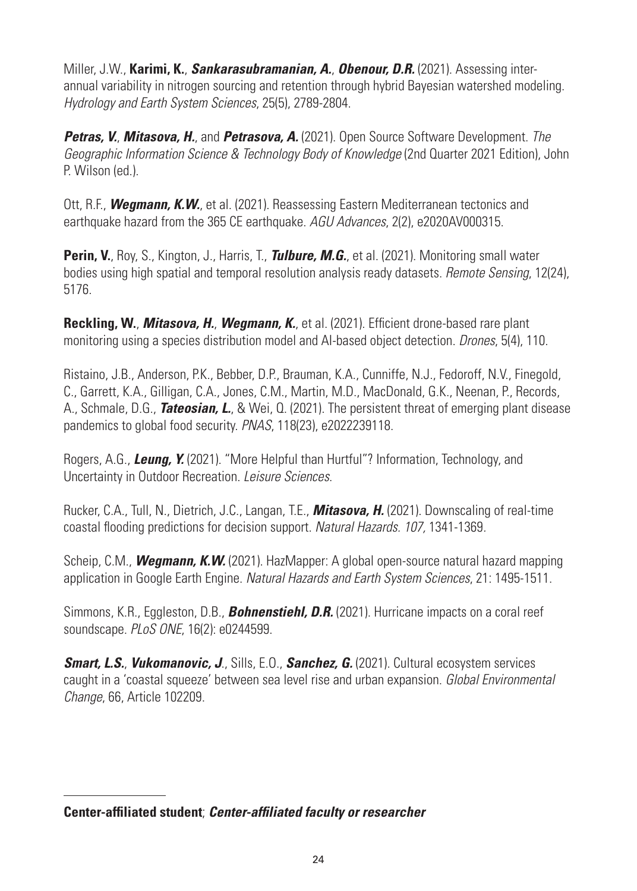Miller, J.W., **Karimi, K.**, ***Sankarasubramanian, A.***, ***Obenour, D.R.*** (2021). Assessing inter-annual variability in nitrogen sourcing and retention through hybrid Bayesian watershed modeling. *Hydrology and Earth System Sciences*, 25(5), 2789-2804.

***Petras, V.***, ***Mitasova, H.***, and ***Petrasova, A.*** (2021). Open Source Software Development. *The Geographic Information Science & Technology Body of Knowledge* (2nd Quarter 2021 Edition), John P. Wilson (ed.).

Ott, R.F., ***Wegmann, K.W.***, et al. (2021). Reassessing Eastern Mediterranean tectonics and earthquake hazard from the 365 CE earthquake. *AGU Advances*, 2(2), e2020AV000315.

**Perin, V.**, Roy, S., Kington, J., Harris, T., ***Tulbure, M.G.***, et al. (2021). Monitoring small water bodies using high spatial and temporal resolution analysis ready datasets. *Remote Sensing*, 12(24), 5176.

**Reckling, W.**, ***Mitasova, H.***, ***Wegmann, K.***, et al. (2021). Efficient drone-based rare plant monitoring using a species distribution model and AI-based object detection. *Drones*, 5(4), 110.

Ristaino, J.B., Anderson, P.K., Bebber, D.P., Brauman, K.A., Cunniffe, N.J., Fedoroff, N.V., Finegold, C., Garrett, K.A., Gilligan, C.A., Jones, C.M., Martin, M.D., MacDonald, G.K., Neenan, P., Records, A., Schmale, D.G., ***Tateosian, L.***, & Wei, Q. (2021). The persistent threat of emerging plant disease pandemics to global food security. *PNAS*, 118(23), e2022239118.

Rogers, A.G., ***Leung, Y.*** (2021). "More Helpful than Hurtful"? Information, Technology, and Uncertainty in Outdoor Recreation. *Leisure Sciences*.

Rucker, C.A., Tull, N., Dietrich, J.C., Langan, T.E., ***Mitasova, H.*** (2021). Downscaling of real-time coastal flooding predictions for decision support. *Natural Hazards. 107,* 1341-1369.

Scheip, C.M., ***Wegmann, K.W.*** (2021). HazMapper: A global open-source natural hazard mapping application in Google Earth Engine. *Natural Hazards and Earth System Sciences*, 21: 1495-1511.

Simmons, K.R., Eggleston, D.B., ***Bohnenstiehl, D.R.*** (2021). Hurricane impacts on a coral reef soundscape. *PLoS ONE*, 16(2): e0244599.

***Smart, L.S.***, ***Vukomanovic, J***., Sills, E.O., ***Sanchez, G.*** (2021). Cultural ecosystem services caught in a 'coastal squeeze' between sea level rise and urban expansion. *Global Environmental Change*, 66, Article 102209.

---

**Center-affiliated student**; ***Center-affiliated faculty or researcher***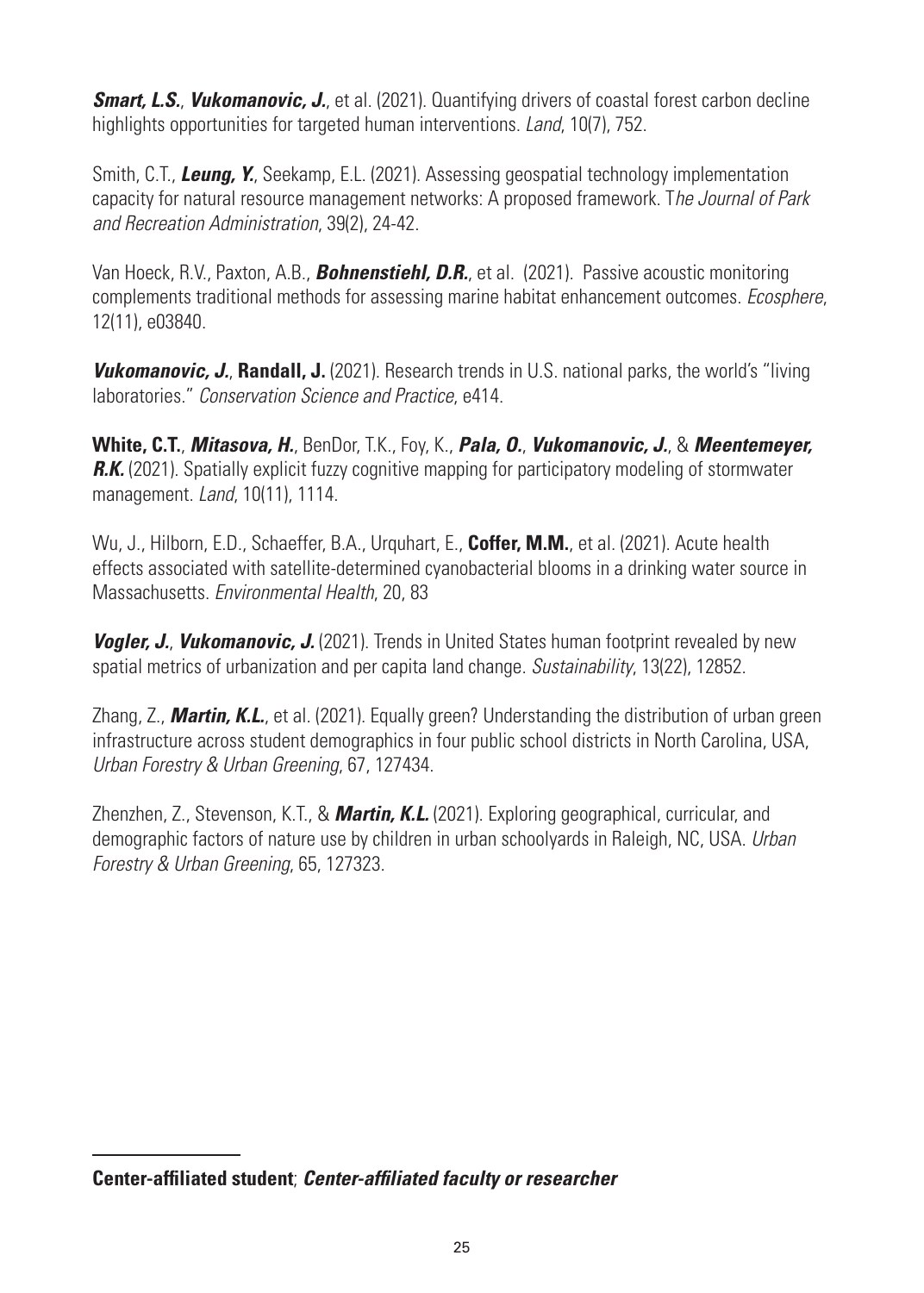***Smart, L.S.***, ***Vukomanovic, J.***, et al. (2021). Quantifying drivers of coastal forest carbon decline highlights opportunities for targeted human interventions. *Land*, 10(7), 752.

Smith, C.T., ***Leung, Y.***, Seekamp, E.L. (2021). Assessing geospatial technology implementation capacity for natural resource management networks: A proposed framework. T*he Journal of Park and Recreation Administration*, 39(2), 24-42.

Van Hoeck, R.V., Paxton, A.B., ***Bohnenstiehl, D.R.***, et al. (2021). Passive acoustic monitoring complements traditional methods for assessing marine habitat enhancement outcomes. *Ecosphere*, 12(11), e03840.

***Vukomanovic, J.***, **Randall, J.** (2021). Research trends in U.S. national parks, the world's "living laboratories." *Conservation Science and Practice*, e414.

**White, C.T.**, ***Mitasova, H.***, BenDor, T.K., Foy, K., ***Pala, O.***, ***Vukomanovic, J.***, & ***Meentemeyer, R.K.*** (2021). Spatially explicit fuzzy cognitive mapping for participatory modeling of stormwater management. *Land*, 10(11), 1114.

Wu, J., Hilborn, E.D., Schaeffer, B.A., Urquhart, E., **Coffer, M.M.**, et al. (2021). Acute health effects associated with satellite-determined cyanobacterial blooms in a drinking water source in Massachusetts. *Environmental Health*, 20, 83

***Vogler, J.***, ***Vukomanovic, J.*** (2021). Trends in United States human footprint revealed by new spatial metrics of urbanization and per capita land change. *Sustainability*, 13(22), 12852.

Zhang, Z., ***Martin, K.L.***, et al. (2021). Equally green? Understanding the distribution of urban green infrastructure across student demographics in four public school districts in North Carolina, USA, *Urban Forestry & Urban Greening*, 67, 127434.

Zhenzhen, Z., Stevenson, K.T., & ***Martin, K.L.*** (2021). Exploring geographical, curricular, and demographic factors of nature use by children in urban schoolyards in Raleigh, NC, USA. *Urban Forestry & Urban Greening*, 65, 127323.

---

**Center-affiliated student**; ***Center-affiliated faculty or researcher***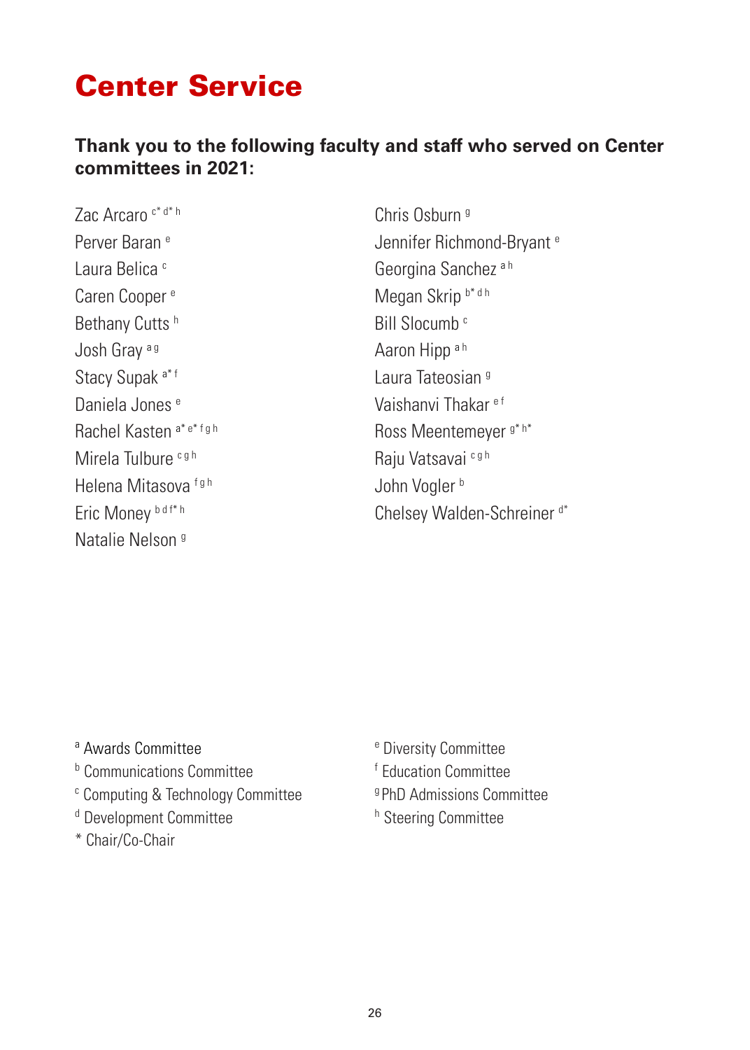# Center Service

**Thank you to the following faculty and staff who served on Center committees in 2021:**

Zac Arcaro [c* d* h]
Perver Baran [e]
Laura Belica [c]
Caren Cooper [e]
Bethany Cutts [h]
Josh Gray [a g]
Stacy Supak [a* f]
Daniela Jones [e]
Rachel Kasten [a* e* f g h]
Mirela Tulbure [c g h]
Helena Mitasova [f g h]
Eric Money [b d f* h]
Natalie Nelson [g]
Chris Osburn [g]
Jennifer Richmond-Bryant [e]
Georgina Sanchez [a h]
Megan Skrip [b* d h]
Bill Slocumb [c]
Aaron Hipp [a h]
Laura Tateosian [g]
Vaishanvi Thakar [e f]
Ross Meentemeyer [g* h*]
Raju Vatsavai [c g h]
John Vogler [b]
Chelsey Walden-Schreiner [d*]

[a] Awards Committee
[b] Communications Committee
[c] Computing & Technology Committee
[d] Development Committee
* Chair/Co-Chair
[e] Diversity Committee
[f] Education Committee
[g] PhD Admissions Committee
[h] Steering Committee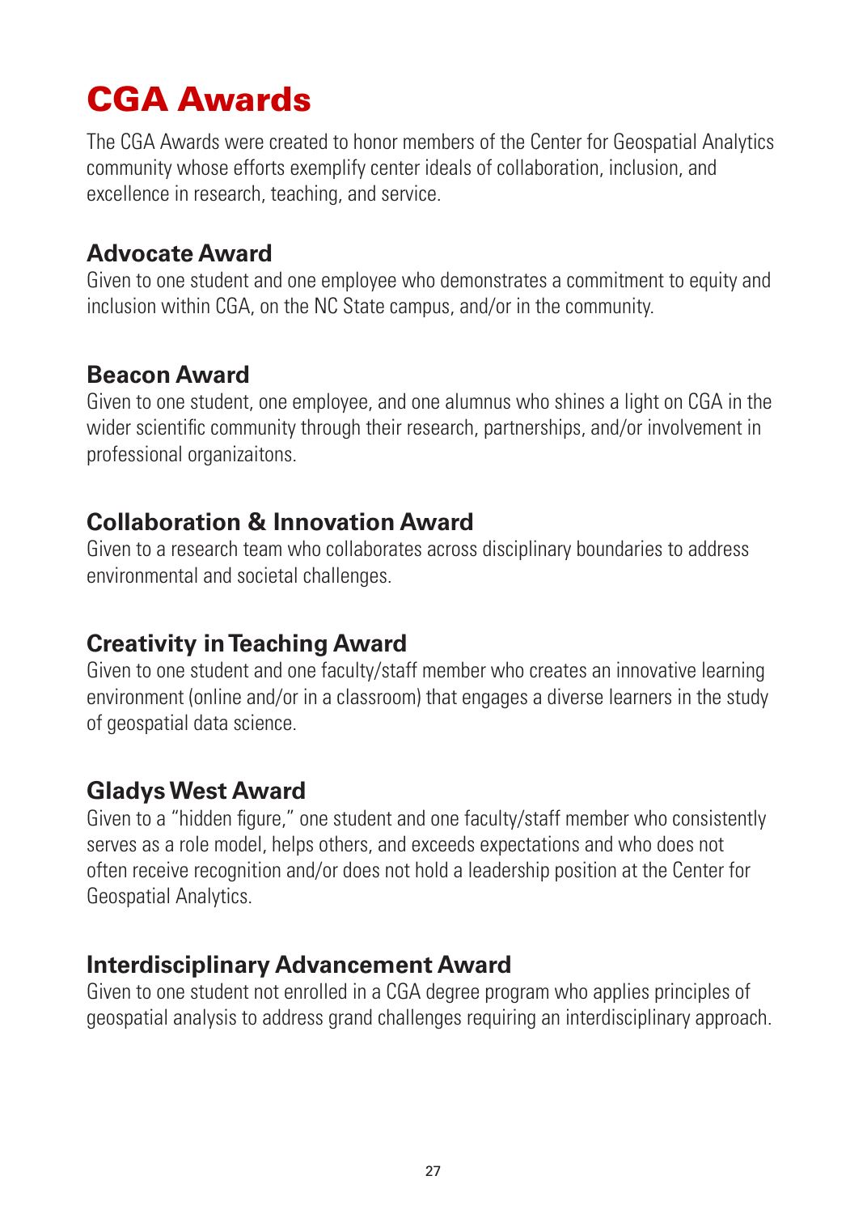# CGA Awards

The CGA Awards were created to honor members of the Center for Geospatial Analytics community whose efforts exemplify center ideals of collaboration, inclusion, and excellence in research, teaching, and service.

## Advocate Award

Given to one student and one employee who demonstrates a commitment to equity and inclusion within CGA, on the NC State campus, and/or in the community.

## Beacon Award

Given to one student, one employee, and one alumnus who shines a light on CGA in the wider scientific community through their research, partnerships, and/or involvement in professional organizaitons.

## Collaboration & Innovation Award

Given to a research team who collaborates across disciplinary boundaries to address environmental and societal challenges.

## Creativity in Teaching Award

Given to one student and one faculty/staff member who creates an innovative learning environment (online and/or in a classroom) that engages a diverse learners in the study of geospatial data science.

## Gladys West Award

Given to a "hidden figure," one student and one faculty/staff member who consistently serves as a role model, helps others, and exceeds expectations and who does not often receive recognition and/or does not hold a leadership position at the Center for Geospatial Analytics.

## Interdisciplinary Advancement Award

Given to one student not enrolled in a CGA degree program who applies principles of geospatial analysis to address grand challenges requiring an interdisciplinary approach.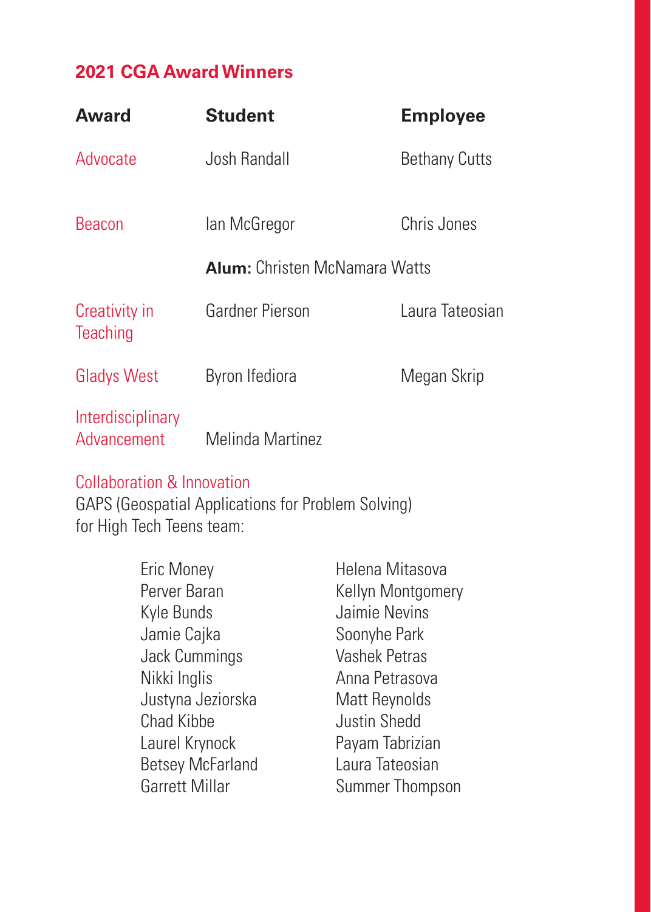## 2021 CGA Award Winners

| Award | Student | Employee |
|---|---|---|
| Advocate | Josh Randall | Bethany Cutts |
| Beacon | Ian McGregor | Chris Jones |
| | **Alum:** Christen McNamara Watts | |
| Creativity in Teaching | Gardner Pierson | Laura Tateosian |
| Gladys West | Byron Ifediora | Megan Skrip |
| Interdisciplinary Advancement | Melinda Martinez | |

Collaboration & Innovation

GAPS (Geospatial Applications for Problem Solving) for High Tech Teens team:

- Eric Money
- Perver Baran
- Kyle Bunds
- Jamie Cajka
- Jack Cummings
- Nikki Inglis
- Justyna Jeziorska
- Chad Kibbe
- Laurel Krynock
- Betsey McFarland
- Garrett Millar
- Helena Mitasova
- Kellyn Montgomery
- Jaimie Nevins
- Soonyhe Park
- Vashek Petras
- Anna Petrasova
- Matt Reynolds
- Justin Shedd
- Payam Tabrizian
- Laura Tateosian
- Summer Thompson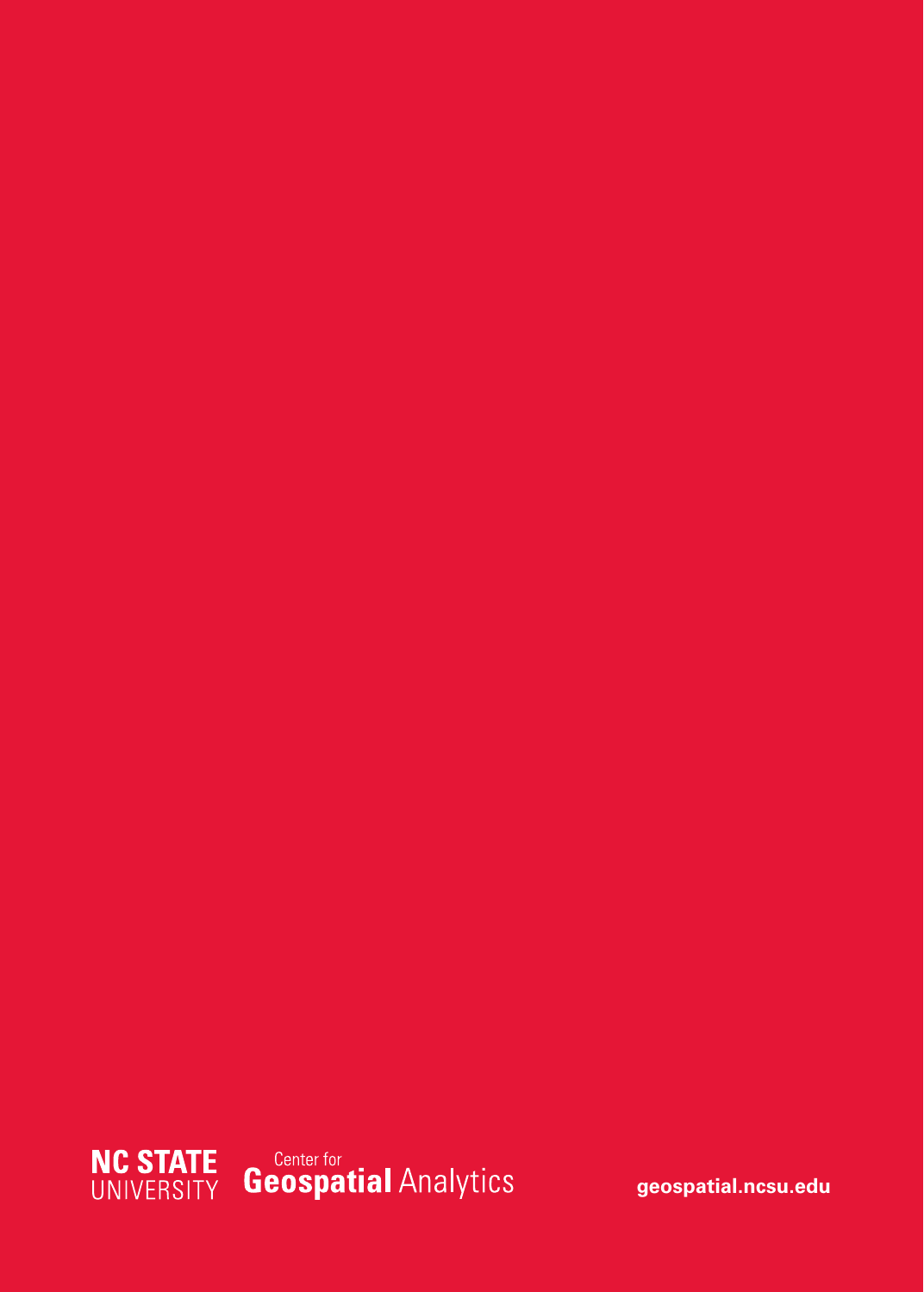NC STATE UNIVERSITY

Center for **Geospatial** Analytics

**geospatial.ncsu.edu**